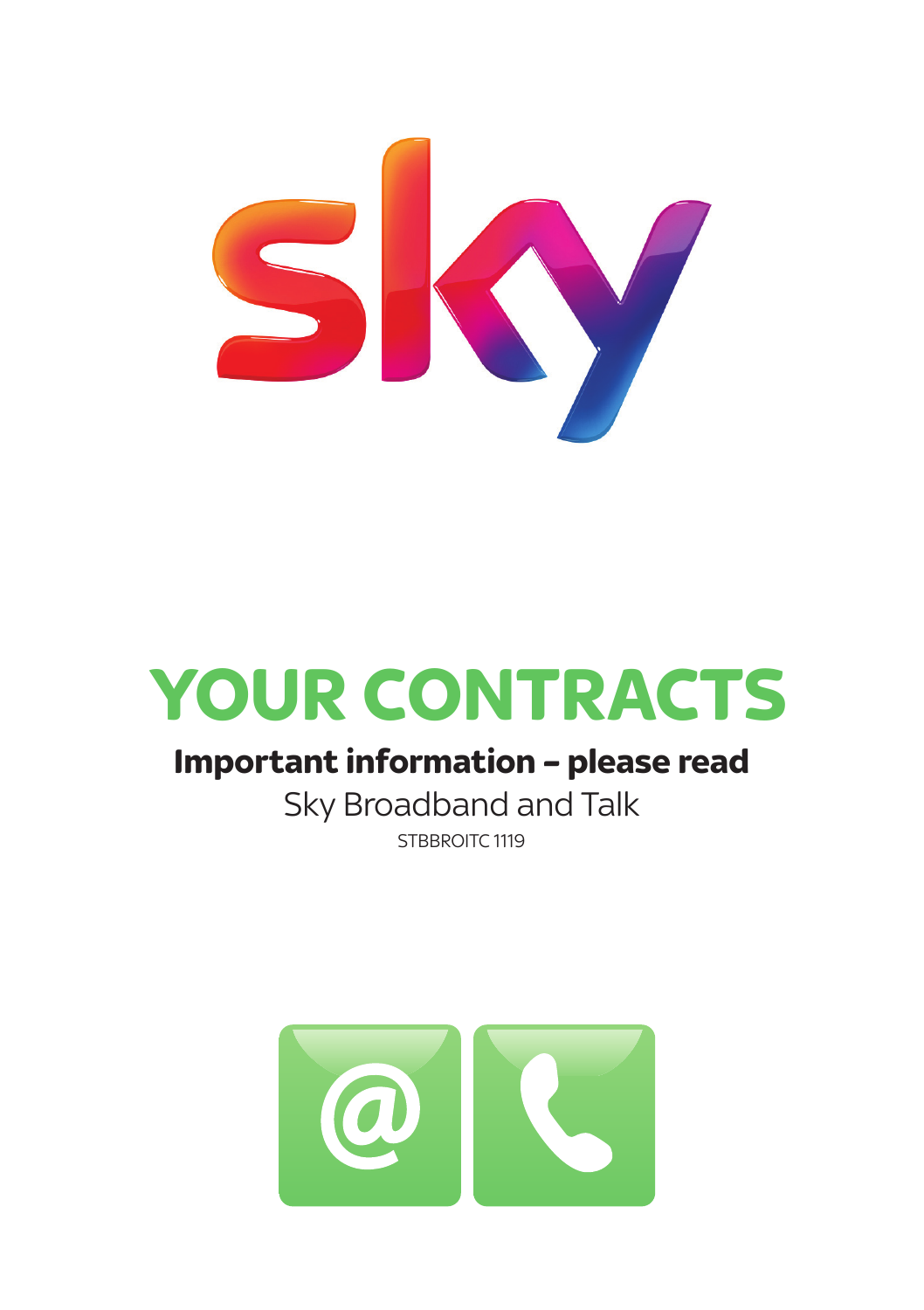# YOUR CONTRACTS

## Important information – please read

Sky Broadband and Talk

STBBROITC 1119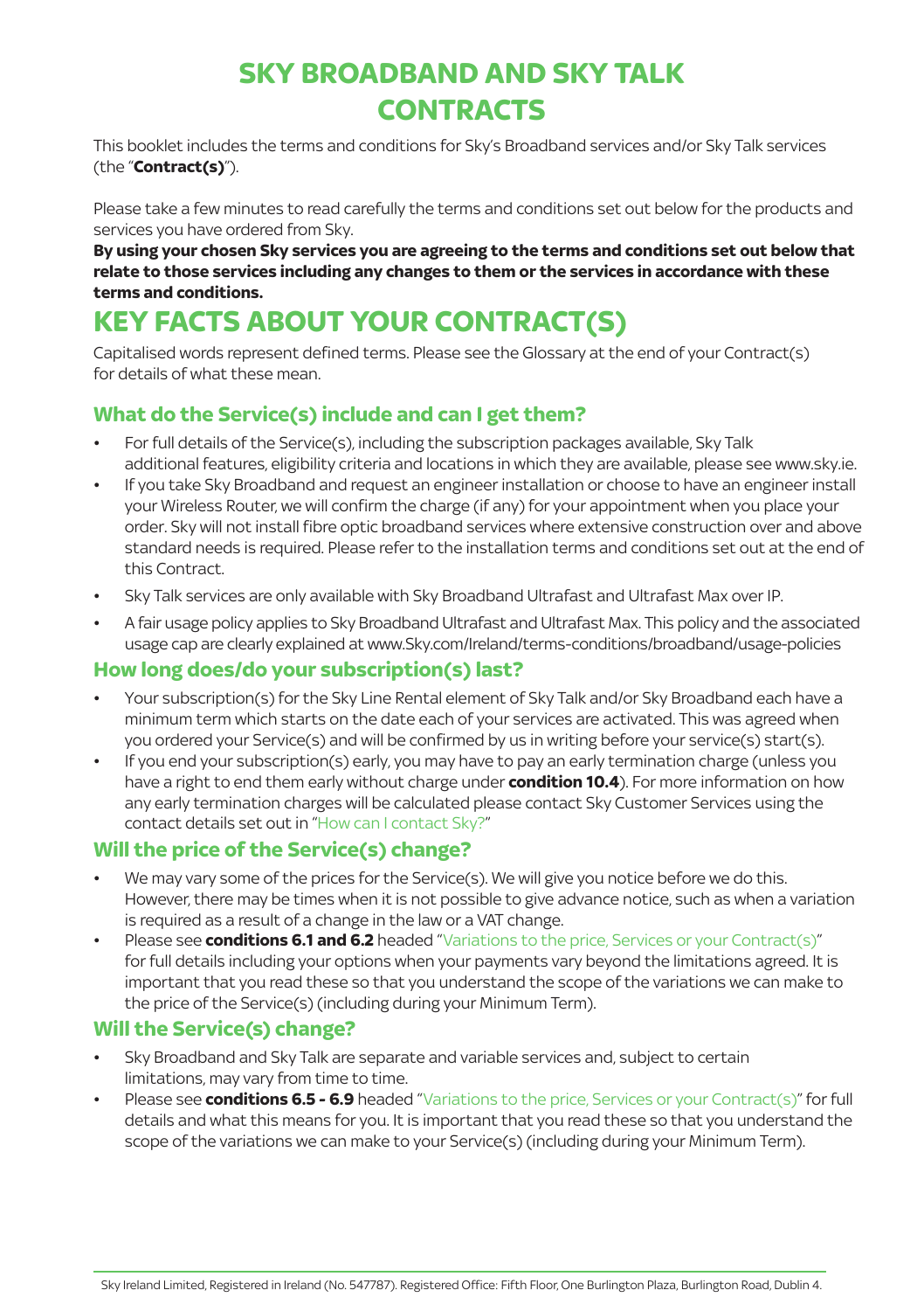# SKY BROADBAND AND SKY TALK CONTRACTS

This booklet includes the terms and conditions for Sky's Broadband services and/or Sky Talk services (the "**Contract(s)**").

Please take a few minutes to read carefully the terms and conditions set out below for the products and services you have ordered from Sky.

**By using your chosen Sky services you are agreeing to the terms and conditions set out below that relate to those services including any changes to them or the services in accordance with these terms and conditions.**

# KEY FACTS ABOUT YOUR CONTRACT(S)

Capitalised words represent defined terms. Please see the Glossary at the end of your Contract(s) for details of what these mean.

### What do the Service(s) include and can I get them?

- For full details of the Service(s), including the subscription packages available, Sky Talk additional features, eligibility criteria and locations in which they are available, please see www.sky.ie.
- If you take Sky Broadband and request an engineer installation or choose to have an engineer install your Wireless Router, we will confirm the charge (if any) for your appointment when you place your order. Sky will not install fibre optic broadband services where extensive construction over and above standard needs is required. Please refer to the installation terms and conditions set out at the end of this Contract.
- Sky Talk services are only available with Sky Broadband Ultrafast and Ultrafast Max over IP.
- A fair usage policy applies to Sky Broadband Ultrafast and Ultrafast Max. This policy and the associated usage cap are clearly explained at www.Sky.com/Ireland/terms-conditions/broadband/usage-policies

### How long does/do your subscription(s) last?

- Your subscription(s) for the Sky Line Rental element of Sky Talk and/or Sky Broadband each have a minimum term which starts on the date each of your services are activated. This was agreed when you ordered your Service(s) and will be confirmed by us in writing before your service(s) start(s).
- If you end your subscription(s) early, you may have to pay an early termination charge (unless you have a right to end them early without charge under **condition 10.4**). For more information on how any early termination charges will be calculated please contact Sky Customer Services using the contact details set out in "How can I contact Sky?"

### Will the price of the Service(s) change?

- We may vary some of the prices for the Service(s). We will give you notice before we do this. However, there may be times when it is not possible to give advance notice, such as when a variation is required as a result of a change in the law or a VAT change.
- Please see **conditions 6.1 and 6.2** headed "Variations to the price, Services or your Contract(s)" for full details including your options when your payments vary beyond the limitations agreed. It is important that you read these so that you understand the scope of the variations we can make to the price of the Service(s) (including during your Minimum Term).

### Will the Service(s) change?

- Sky Broadband and Sky Talk are separate and variable services and, subject to certain limitations, may vary from time to time.
- Please see **conditions 6.5 - 6.9** headed "Variations to the price, Services or your Contract(s)" for full details and what this means for you. It is important that you read these so that you understand the scope of the variations we can make to your Service(s) (including during your Minimum Term).

Sky Ireland Limited, Registered in Ireland (No. 547787). Registered Office: Fifth Floor, One Burlington Plaza, Burlington Road, Dublin 4.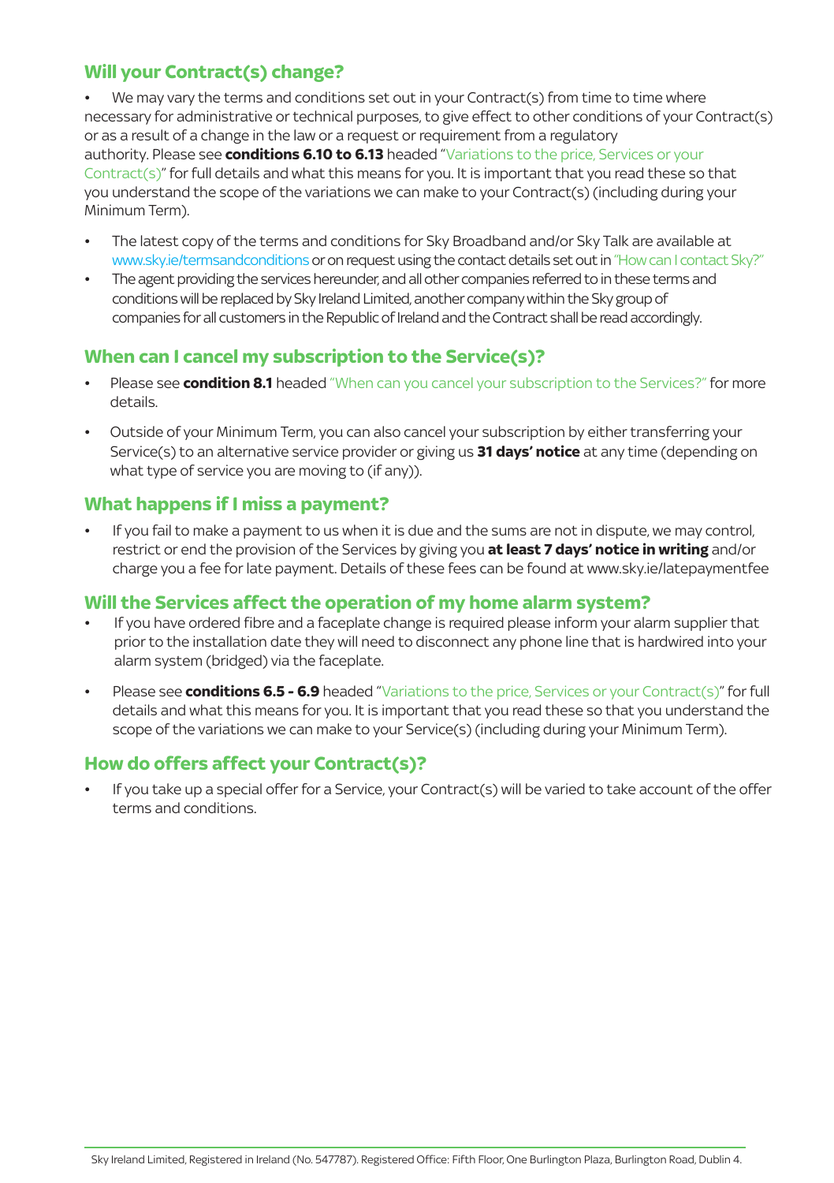## Will your Contract(s) change?

- We may vary the terms and conditions set out in your Contract(s) from time to time where necessary for administrative or technical purposes, to give effect to other conditions of your Contract(s) or as a result of a change in the law or a request or requirement from a regulatory authority. Please see **conditions 6.10 to 6.13** headed "Variations to the price, Services or your Contract(s)" for full details and what this means for you. It is important that you read these so that you understand the scope of the variations we can make to your Contract(s) (including during your Minimum Term).
- The latest copy of the terms and conditions for Sky Broadband and/or Sky Talk are available at www.sky.ie/termsandconditions or on request using the contact details set out in "How can I contact Sky?"
- The agent providing the services hereunder, and all other companies referred to in these terms and conditions will be replaced by Sky Ireland Limited, another company within the Sky group of companies for all customers in the Republic of Ireland and the Contract shall be read accordingly.

## When can I cancel my subscription to the Service(s)?

- Please see **condition 8.1** headed "When can you cancel your subscription to the Services?" for more details.
- Outside of your Minimum Term, you can also cancel your subscription by either transferring your Service(s) to an alternative service provider or giving us **31 days' notice** at any time (depending on what type of service you are moving to (if any)).

## What happens if I miss a payment?

- If you fail to make a payment to us when it is due and the sums are not in dispute, we may control, restrict or end the provision of the Services by giving you **at least 7 days' notice in writing** and/or charge you a fee for late payment. Details of these fees can be found at www.sky.ie/latepaymentfee

## Will the Services affect the operation of my home alarm system?

- If you have ordered fibre and a faceplate change is required please inform your alarm supplier that prior to the installation date they will need to disconnect any phone line that is hardwired into your alarm system (bridged) via the faceplate.
- Please see **conditions 6.5 - 6.9** headed "Variations to the price, Services or your Contract(s)" for full details and what this means for you. It is important that you read these so that you understand the scope of the variations we can make to your Service(s) (including during your Minimum Term).

## How do offers affect your Contract(s)?

- If you take up a special offer for a Service, your Contract(s) will be varied to take account of the offer terms and conditions.

Sky Ireland Limited, Registered in Ireland (No. 547787). Registered Office: Fifth Floor, One Burlington Plaza, Burlington Road, Dublin 4.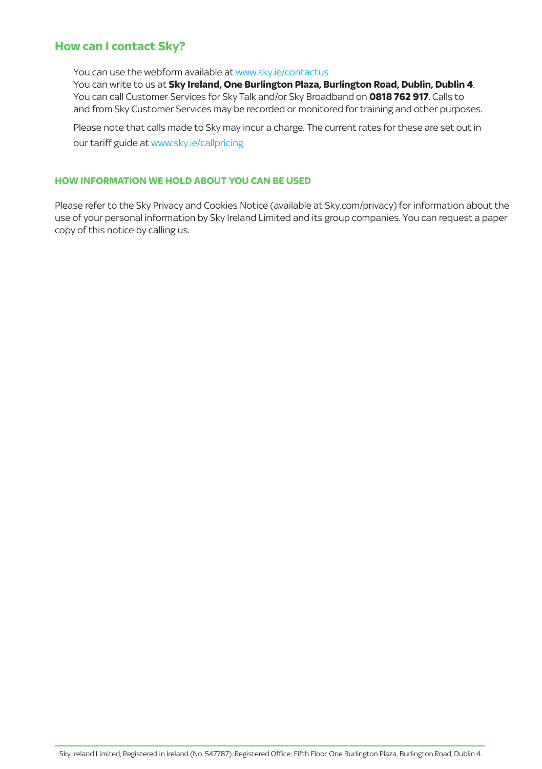## How can I contact Sky?

You can use the webform available at www.sky.ie/contactus
You can write to us at **Sky Ireland, One Burlington Plaza, Burlington Road, Dublin, Dublin 4**.
You can call Customer Services for Sky Talk and/or Sky Broadband on **0818 762 917**. Calls to and from Sky Customer Services may be recorded or monitored for training and other purposes.

Please note that calls made to Sky may incur a charge. The current rates for these are set out in our tariff guide at www.sky.ie/callpricing

### HOW INFORMATION WE HOLD ABOUT YOU CAN BE USED

Please refer to the Sky Privacy and Cookies Notice (available at Sky.com/privacy) for information about the use of your personal information by Sky Ireland Limited and its group companies. You can request a paper copy of this notice by calling us.

Sky Ireland Limited, Registered in Ireland (No. 547787). Registered Office: Fifth Floor, One Burlington Plaza, Burlington Road, Dublin 4.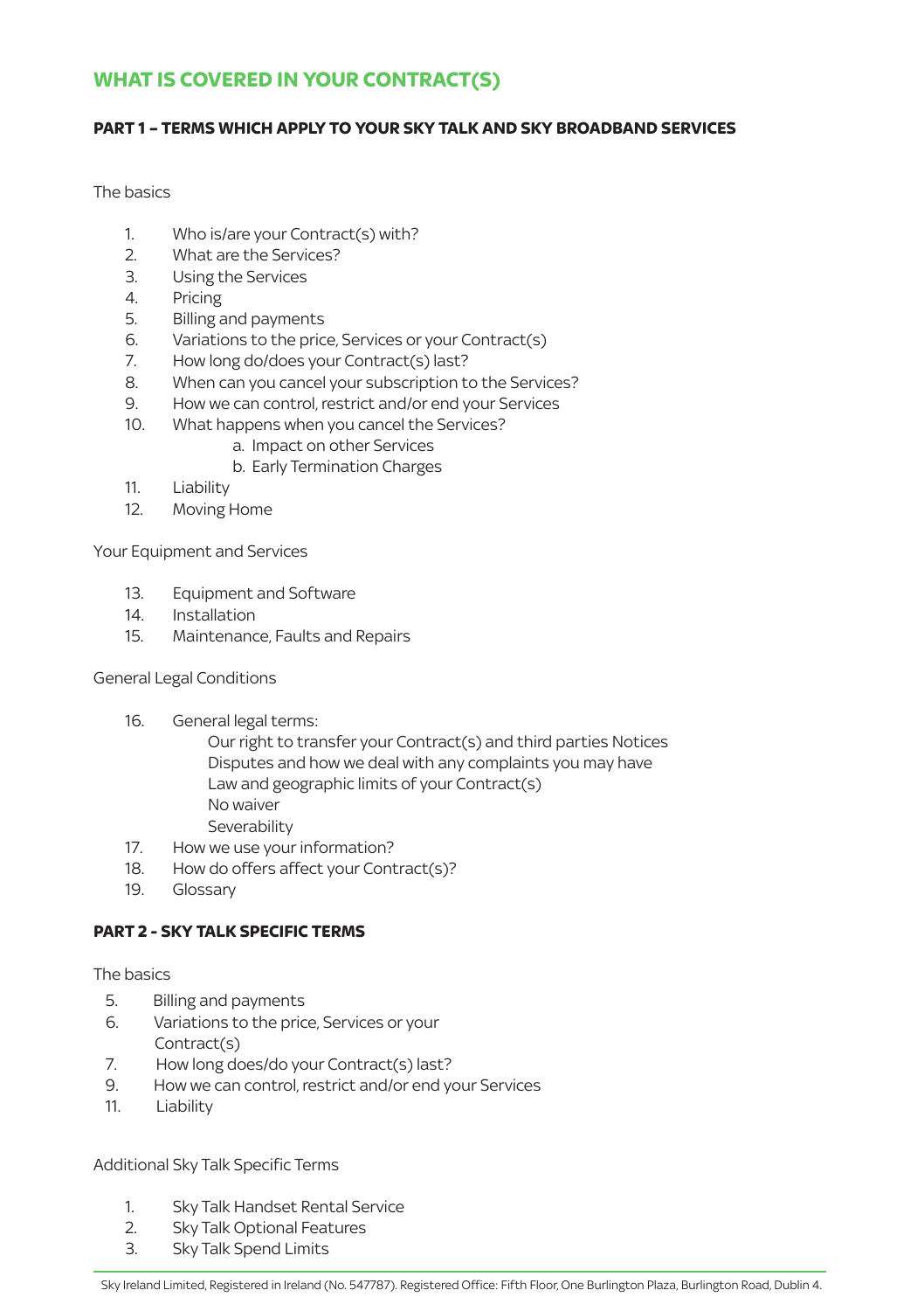# WHAT IS COVERED IN YOUR CONTRACT(S)

## PART 1 – TERMS WHICH APPLY TO YOUR SKY TALK AND SKY BROADBAND SERVICES

The basics

1. Who is/are your Contract(s) with?
2. What are the Services?
3. Using the Services
4. Pricing
5. Billing and payments
6. Variations to the price, Services or your Contract(s)
7. How long do/does your Contract(s) last?
8. When can you cancel your subscription to the Services?
9. How we can control, restrict and/or end your Services
10. What happens when you cancel the Services?
    a. Impact on other Services
    b. Early Termination Charges
11. Liability
12. Moving Home

Your Equipment and Services

13. Equipment and Software
14. Installation
15. Maintenance, Faults and Repairs

General Legal Conditions

16. General legal terms:
    Our right to transfer your Contract(s) and third parties Notices
    Disputes and how we deal with any complaints you may have
    Law and geographic limits of your Contract(s)
    No waiver
    Severability
17. How we use your information?
18. How do offers affect your Contract(s)?
19. Glossary

## PART 2 - SKY TALK SPECIFIC TERMS

The basics

5. Billing and payments
6. Variations to the price, Services or your Contract(s)
7. How long does/do your Contract(s) last?
9. How we can control, restrict and/or end your Services
11. Liability

Additional Sky Talk Specific Terms

1. Sky Talk Handset Rental Service
2. Sky Talk Optional Features
3. Sky Talk Spend Limits

Sky Ireland Limited, Registered in Ireland (No. 547787). Registered Office: Fifth Floor, One Burlington Plaza, Burlington Road, Dublin 4.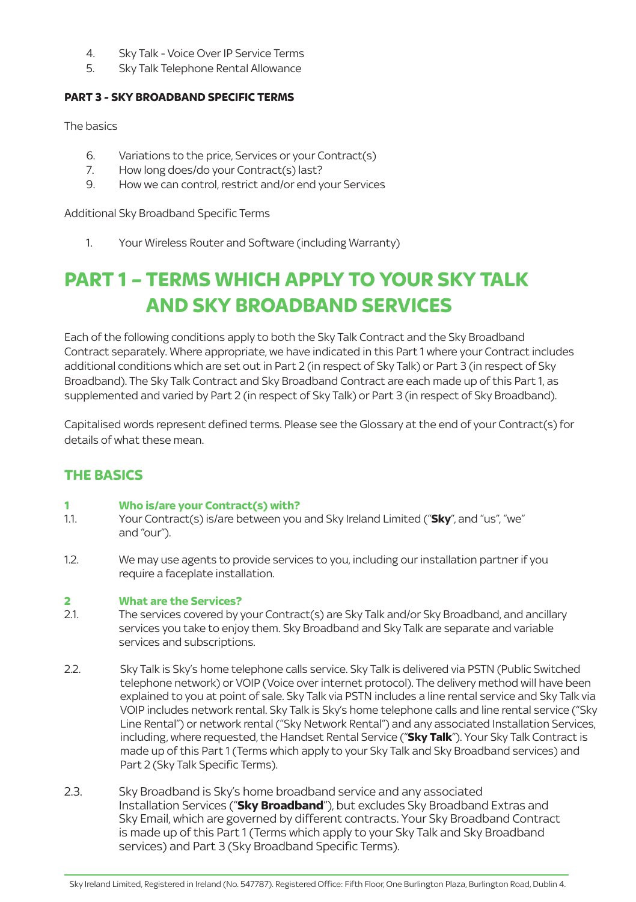4. Sky Talk - Voice Over IP Service Terms
5. Sky Talk Telephone Rental Allowance

**PART 3 - SKY BROADBAND SPECIFIC TERMS**

The basics

6. Variations to the price, Services or your Contract(s)
7. How long does/do your Contract(s) last?
9. How we can control, restrict and/or end your Services

Additional Sky Broadband Specific Terms

1. Your Wireless Router and Software (including Warranty)

# PART 1 – TERMS WHICH APPLY TO YOUR SKY TALK AND SKY BROADBAND SERVICES

Each of the following conditions apply to both the Sky Talk Contract and the Sky Broadband Contract separately. Where appropriate, we have indicated in this Part 1 where your Contract includes additional conditions which are set out in Part 2 (in respect of Sky Talk) or Part 3 (in respect of Sky Broadband). The Sky Talk Contract and Sky Broadband Contract are each made up of this Part 1, as supplemented and varied by Part 2 (in respect of Sky Talk) or Part 3 (in respect of Sky Broadband).

Capitalised words represent defined terms. Please see the Glossary at the end of your Contract(s) for details of what these mean.

## THE BASICS

### 1 Who is/are your Contract(s) with?

1.1. Your Contract(s) is/are between you and Sky Ireland Limited ("**Sky**", and "us", "we" and "our").

1.2. We may use agents to provide services to you, including our installation partner if you require a faceplate installation.

### 2 What are the Services?

2.1. The services covered by your Contract(s) are Sky Talk and/or Sky Broadband, and ancillary services you take to enjoy them. Sky Broadband and Sky Talk are separate and variable services and subscriptions.

2.2. Sky Talk is Sky's home telephone calls service. Sky Talk is delivered via PSTN (Public Switched telephone network) or VOIP (Voice over internet protocol). The delivery method will have been explained to you at point of sale. Sky Talk via PSTN includes a line rental service and Sky Talk via VOIP includes network rental. Sky Talk is Sky's home telephone calls and line rental service ("Sky Line Rental") or network rental ("Sky Network Rental") and any associated Installation Services, including, where requested, the Handset Rental Service ("**Sky Talk**"). Your Sky Talk Contract is made up of this Part 1 (Terms which apply to your Sky Talk and Sky Broadband services) and Part 2 (Sky Talk Specific Terms).

2.3. Sky Broadband is Sky's home broadband service and any associated Installation Services ("**Sky Broadband**"), but excludes Sky Broadband Extras and Sky Email, which are governed by different contracts. Your Sky Broadband Contract is made up of this Part 1 (Terms which apply to your Sky Talk and Sky Broadband services) and Part 3 (Sky Broadband Specific Terms).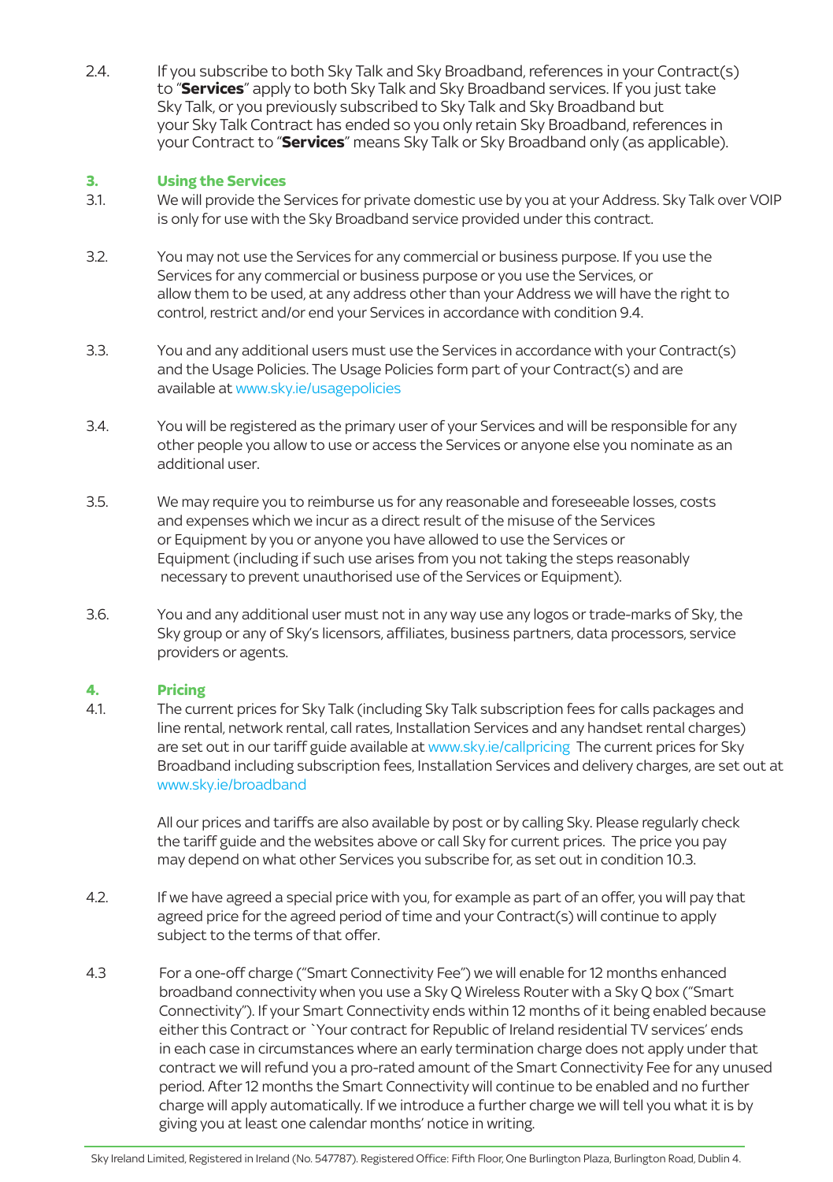2.4. If you subscribe to both Sky Talk and Sky Broadband, references in your Contract(s) to "**Services**" apply to both Sky Talk and Sky Broadband services. If you just take Sky Talk, or you previously subscribed to Sky Talk and Sky Broadband but your Sky Talk Contract has ended so you only retain Sky Broadband, references in your Contract to "**Services**" means Sky Talk or Sky Broadband only (as applicable).

## 3. Using the Services

3.1. We will provide the Services for private domestic use by you at your Address. Sky Talk over VOIP is only for use with the Sky Broadband service provided under this contract.

3.2. You may not use the Services for any commercial or business purpose. If you use the Services for any commercial or business purpose or you use the Services, or allow them to be used, at any address other than your Address we will have the right to control, restrict and/or end your Services in accordance with condition 9.4.

3.3. You and any additional users must use the Services in accordance with your Contract(s) and the Usage Policies. The Usage Policies form part of your Contract(s) and are available at www.sky.ie/usagepolicies

3.4. You will be registered as the primary user of your Services and will be responsible for any other people you allow to use or access the Services or anyone else you nominate as an additional user.

3.5. We may require you to reimburse us for any reasonable and foreseeable losses, costs and expenses which we incur as a direct result of the misuse of the Services or Equipment by you or anyone you have allowed to use the Services or Equipment (including if such use arises from you not taking the steps reasonably necessary to prevent unauthorised use of the Services or Equipment).

3.6. You and any additional user must not in any way use any logos or trade-marks of Sky, the Sky group or any of Sky's licensors, affiliates, business partners, data processors, service providers or agents.

## 4. Pricing

4.1. The current prices for Sky Talk (including Sky Talk subscription fees for calls packages and line rental, network rental, call rates, Installation Services and any handset rental charges) are set out in our tariff guide available at www.sky.ie/callpricing The current prices for Sky Broadband including subscription fees, Installation Services and delivery charges, are set out at www.sky.ie/broadband

All our prices and tariffs are also available by post or by calling Sky. Please regularly check the tariff guide and the websites above or call Sky for current prices. The price you pay may depend on what other Services you subscribe for, as set out in condition 10.3.

4.2. If we have agreed a special price with you, for example as part of an offer, you will pay that agreed price for the agreed period of time and your Contract(s) will continue to apply subject to the terms of that offer.

4.3 For a one-off charge ("Smart Connectivity Fee") we will enable for 12 months enhanced broadband connectivity when you use a Sky Q Wireless Router with a Sky Q box ("Smart Connectivity"). If your Smart Connectivity ends within 12 months of it being enabled because either this Contract or `Your contract for Republic of Ireland residential TV services' ends in each case in circumstances where an early termination charge does not apply under that contract we will refund you a pro-rated amount of the Smart Connectivity Fee for any unused period. After 12 months the Smart Connectivity will continue to be enabled and no further charge will apply automatically. If we introduce a further charge we will tell you what it is by giving you at least one calendar months' notice in writing.

Sky Ireland Limited, Registered in Ireland (No. 547787). Registered Office: Fifth Floor, One Burlington Plaza, Burlington Road, Dublin 4.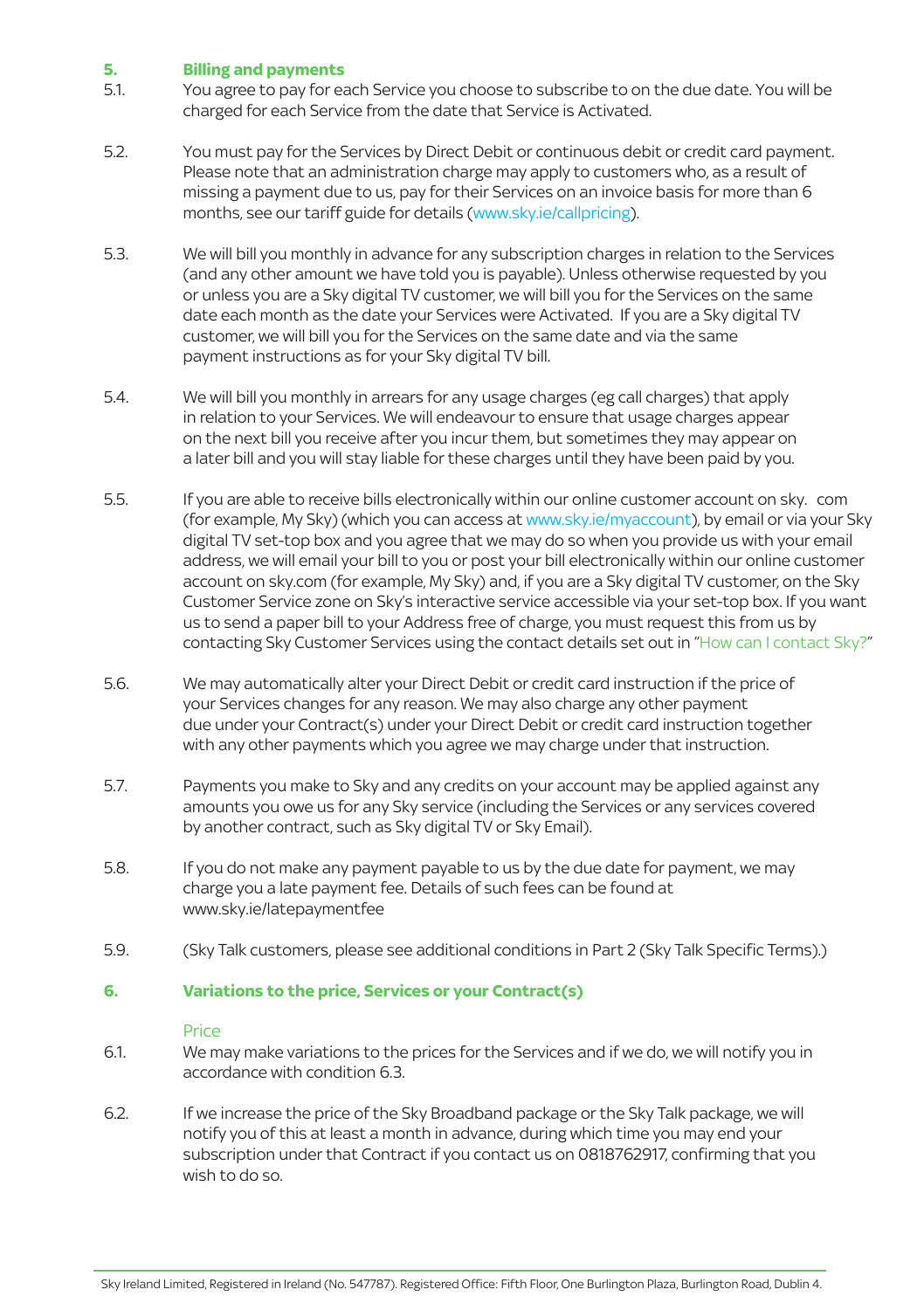## 5. Billing and payments

5.1. You agree to pay for each Service you choose to subscribe to on the due date. You will be charged for each Service from the date that Service is Activated.

5.2. You must pay for the Services by Direct Debit or continuous debit or credit card payment. Please note that an administration charge may apply to customers who, as a result of missing a payment due to us, pay for their Services on an invoice basis for more than 6 months, see our tariff guide for details (www.sky.ie/callpricing).

5.3. We will bill you monthly in advance for any subscription charges in relation to the Services (and any other amount we have told you is payable). Unless otherwise requested by you or unless you are a Sky digital TV customer, we will bill you for the Services on the same date each month as the date your Services were Activated. If you are a Sky digital TV customer, we will bill you for the Services on the same date and via the same payment instructions as for your Sky digital TV bill.

5.4. We will bill you monthly in arrears for any usage charges (eg call charges) that apply in relation to your Services. We will endeavour to ensure that usage charges appear on the next bill you receive after you incur them, but sometimes they may appear on a later bill and you will stay liable for these charges until they have been paid by you.

5.5. If you are able to receive bills electronically within our online customer account on sky. com (for example, My Sky) (which you can access at www.sky.ie/myaccount), by email or via your Sky digital TV set-top box and you agree that we may do so when you provide us with your email address, we will email your bill to you or post your bill electronically within our online customer account on sky.com (for example, My Sky) and, if you are a Sky digital TV customer, on the Sky Customer Service zone on Sky's interactive service accessible via your set-top box. If you want us to send a paper bill to your Address free of charge, you must request this from us by contacting Sky Customer Services using the contact details set out in "How can I contact Sky?"

5.6. We may automatically alter your Direct Debit or credit card instruction if the price of your Services changes for any reason. We may also charge any other payment due under your Contract(s) under your Direct Debit or credit card instruction together with any other payments which you agree we may charge under that instruction.

5.7. Payments you make to Sky and any credits on your account may be applied against any amounts you owe us for any Sky service (including the Services or any services covered by another contract, such as Sky digital TV or Sky Email).

5.8. If you do not make any payment payable to us by the due date for payment, we may charge you a late payment fee. Details of such fees can be found at www.sky.ie/latepaymentfee

5.9. (Sky Talk customers, please see additional conditions in Part 2 (Sky Talk Specific Terms).)

## 6. Variations to the price, Services or your Contract(s)

### Price

6.1. We may make variations to the prices for the Services and if we do, we will notify you in accordance with condition 6.3.

6.2. If we increase the price of the Sky Broadband package or the Sky Talk package, we will notify you of this at least a month in advance, during which time you may end your subscription under that Contract if you contact us on 0818762917, confirming that you wish to do so.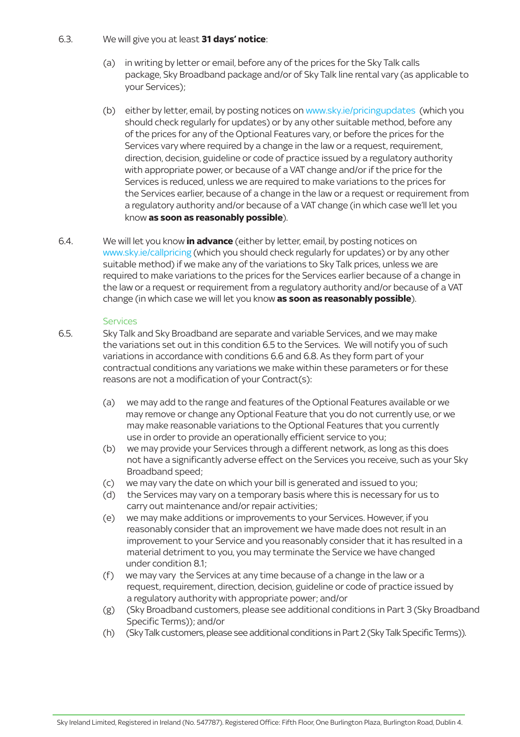6.3. We will give you at least **31 days' notice**:

(a) in writing by letter or email, before any of the prices for the Sky Talk calls package, Sky Broadband package and/or of Sky Talk line rental vary (as applicable to your Services);

(b) either by letter, email, by posting notices on www.sky.ie/pricingupdates (which you should check regularly for updates) or by any other suitable method, before any of the prices for any of the Optional Features vary, or before the prices for the Services vary where required by a change in the law or a request, requirement, direction, decision, guideline or code of practice issued by a regulatory authority with appropriate power, or because of a VAT change and/or if the price for the Services is reduced, unless we are required to make variations to the prices for the Services earlier, because of a change in the law or a request or requirement from a regulatory authority and/or because of a VAT change (in which case we'll let you know **as soon as reasonably possible**).

6.4. We will let you know **in advance** (either by letter, email, by posting notices on www.sky.ie/callpricing (which you should check regularly for updates) or by any other suitable method) if we make any of the variations to Sky Talk prices, unless we are required to make variations to the prices for the Services earlier because of a change in the law or a request or requirement from a regulatory authority and/or because of a VAT change (in which case we will let you know **as soon as reasonably possible**).

### Services

6.5. Sky Talk and Sky Broadband are separate and variable Services, and we may make the variations set out in this condition 6.5 to the Services. We will notify you of such variations in accordance with conditions 6.6 and 6.8. As they form part of your contractual conditions any variations we make within these parameters or for these reasons are not a modification of your Contract(s):

(a) we may add to the range and features of the Optional Features available or we may remove or change any Optional Feature that you do not currently use, or we may make reasonable variations to the Optional Features that you currently use in order to provide an operationally efficient service to you;

(b) we may provide your Services through a different network, as long as this does not have a significantly adverse effect on the Services you receive, such as your Sky Broadband speed;

(c) we may vary the date on which your bill is generated and issued to you;

(d) the Services may vary on a temporary basis where this is necessary for us to carry out maintenance and/or repair activities;

(e) we may make additions or improvements to your Services. However, if you reasonably consider that an improvement we have made does not result in an improvement to your Service and you reasonably consider that it has resulted in a material detriment to you, you may terminate the Service we have changed under condition 8.1;

(f) we may vary the Services at any time because of a change in the law or a request, requirement, direction, decision, guideline or code of practice issued by a regulatory authority with appropriate power; and/or

(g) (Sky Broadband customers, please see additional conditions in Part 3 (Sky Broadband Specific Terms)); and/or

(h) (Sky Talk customers, please see additional conditions in Part 2 (Sky Talk Specific Terms)).

Sky Ireland Limited, Registered in Ireland (No. 547787). Registered Office: Fifth Floor, One Burlington Plaza, Burlington Road, Dublin 4.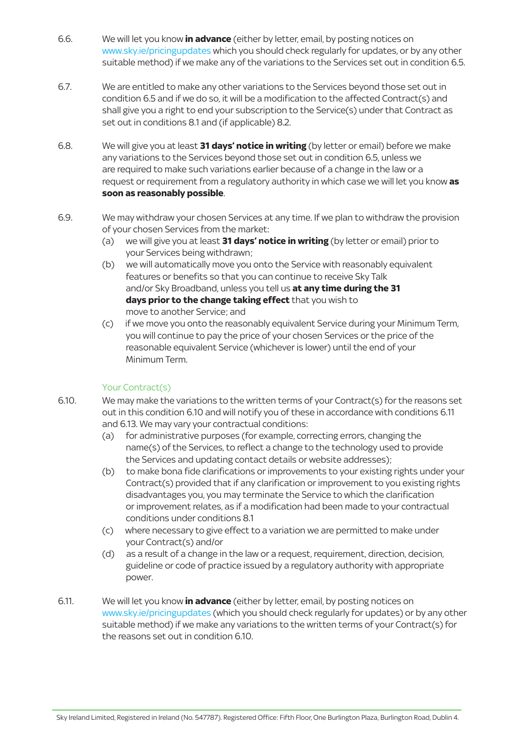6.6. We will let you know **in advance** (either by letter, email, by posting notices on www.sky.ie/pricingupdates which you should check regularly for updates, or by any other suitable method) if we make any of the variations to the Services set out in condition 6.5.

6.7. We are entitled to make any other variations to the Services beyond those set out in condition 6.5 and if we do so, it will be a modification to the affected Contract(s) and shall give you a right to end your subscription to the Service(s) under that Contract as set out in conditions 8.1 and (if applicable) 8.2.

6.8. We will give you at least **31 days' notice in writing** (by letter or email) before we make any variations to the Services beyond those set out in condition 6.5, unless we are required to make such variations earlier because of a change in the law or a request or requirement from a regulatory authority in which case we will let you know **as soon as reasonably possible**.

6.9. We may withdraw your chosen Services at any time. If we plan to withdraw the provision of your chosen Services from the market:

(a) we will give you at least **31 days' notice in writing** (by letter or email) prior to your Services being withdrawn;

(b) we will automatically move you onto the Service with reasonably equivalent features or benefits so that you can continue to receive Sky Talk and/or Sky Broadband, unless you tell us **at any time during the 31 days prior to the change taking effect** that you wish to move to another Service; and

(c) if we move you onto the reasonably equivalent Service during your Minimum Term, you will continue to pay the price of your chosen Services or the price of the reasonable equivalent Service (whichever is lower) until the end of your Minimum Term.

### Your Contract(s)

6.10. We may make the variations to the written terms of your Contract(s) for the reasons set out in this condition 6.10 and will notify you of these in accordance with conditions 6.11 and 6.13. We may vary your contractual conditions:

(a) for administrative purposes (for example, correcting errors, changing the name(s) of the Services, to reflect a change to the technology used to provide the Services and updating contact details or website addresses);

(b) to make bona fide clarifications or improvements to your existing rights under your Contract(s) provided that if any clarification or improvement to you existing rights disadvantages you, you may terminate the Service to which the clarification or improvement relates, as if a modification had been made to your contractual conditions under conditions 8.1

(c) where necessary to give effect to a variation we are permitted to make under your Contract(s) and/or

(d) as a result of a change in the law or a request, requirement, direction, decision, guideline or code of practice issued by a regulatory authority with appropriate power.

6.11. We will let you know **in advance** (either by letter, email, by posting notices on www.sky.ie/pricingupdates (which you should check regularly for updates) or by any other suitable method) if we make any variations to the written terms of your Contract(s) for the reasons set out in condition 6.10.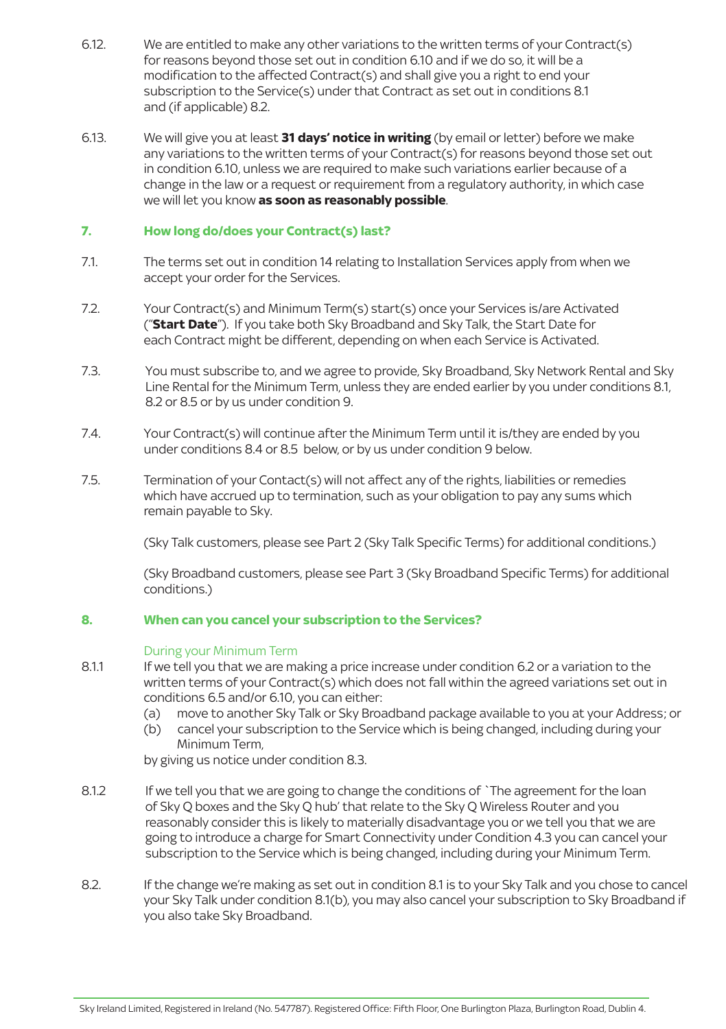6.12. We are entitled to make any other variations to the written terms of your Contract(s) for reasons beyond those set out in condition 6.10 and if we do so, it will be a modification to the affected Contract(s) and shall give you a right to end your subscription to the Service(s) under that Contract as set out in conditions 8.1 and (if applicable) 8.2.

6.13. We will give you at least **31 days' notice in writing** (by email or letter) before we make any variations to the written terms of your Contract(s) for reasons beyond those set out in condition 6.10, unless we are required to make such variations earlier because of a change in the law or a request or requirement from a regulatory authority, in which case we will let you know **as soon as reasonably possible**.

## 7. How long do/does your Contract(s) last?

7.1. The terms set out in condition 14 relating to Installation Services apply from when we accept your order for the Services.

7.2. Your Contract(s) and Minimum Term(s) start(s) once your Services is/are Activated ("**Start Date**"). If you take both Sky Broadband and Sky Talk, the Start Date for each Contract might be different, depending on when each Service is Activated.

7.3. You must subscribe to, and we agree to provide, Sky Broadband, Sky Network Rental and Sky Line Rental for the Minimum Term, unless they are ended earlier by you under conditions 8.1, 8.2 or 8.5 or by us under condition 9.

7.4. Your Contract(s) will continue after the Minimum Term until it is/they are ended by you under conditions 8.4 or 8.5 below, or by us under condition 9 below.

7.5. Termination of your Contact(s) will not affect any of the rights, liabilities or remedies which have accrued up to termination, such as your obligation to pay any sums which remain payable to Sky.

(Sky Talk customers, please see Part 2 (Sky Talk Specific Terms) for additional conditions.)

(Sky Broadband customers, please see Part 3 (Sky Broadband Specific Terms) for additional conditions.)

## 8. When can you cancel your subscription to the Services?

### During your Minimum Term

8.1.1 If we tell you that we are making a price increase under condition 6.2 or a variation to the written terms of your Contract(s) which does not fall within the agreed variations set out in conditions 6.5 and/or 6.10, you can either:

(a) move to another Sky Talk or Sky Broadband package available to you at your Address; or

(b) cancel your subscription to the Service which is being changed, including during your Minimum Term,

by giving us notice under condition 8.3.

8.1.2 If we tell you that we are going to change the conditions of `The agreement for the loan of Sky Q boxes and the Sky Q hub' that relate to the Sky Q Wireless Router and you reasonably consider this is likely to materially disadvantage you or we tell you that we are going to introduce a charge for Smart Connectivity under Condition 4.3 you can cancel your subscription to the Service which is being changed, including during your Minimum Term.

8.2. If the change we're making as set out in condition 8.1 is to your Sky Talk and you chose to cancel your Sky Talk under condition 8.1(b), you may also cancel your subscription to Sky Broadband if you also take Sky Broadband.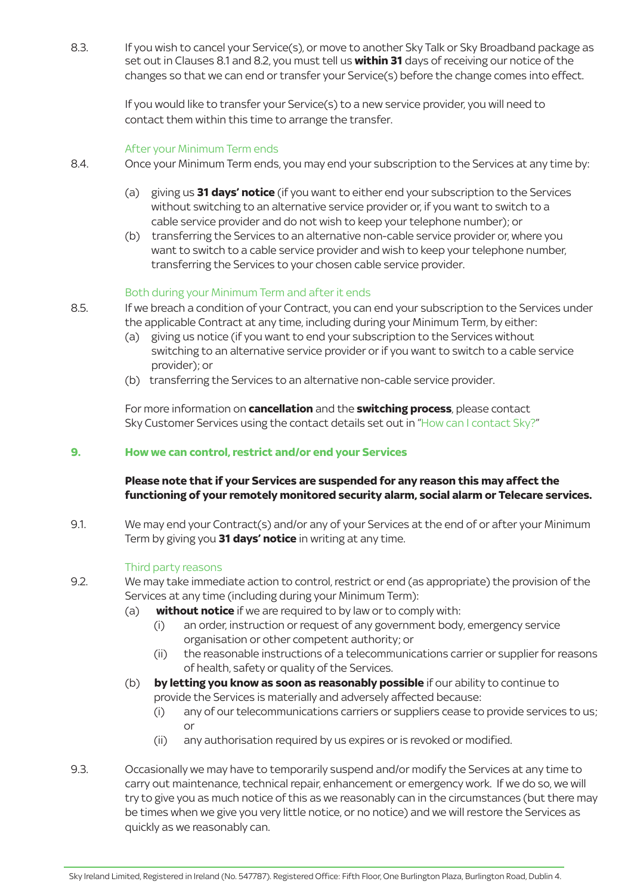8.3. If you wish to cancel your Service(s), or move to another Sky Talk or Sky Broadband package as set out in Clauses 8.1 and 8.2, you must tell us **within 31** days of receiving our notice of the changes so that we can end or transfer your Service(s) before the change comes into effect.

If you would like to transfer your Service(s) to a new service provider, you will need to contact them within this time to arrange the transfer.

### After your Minimum Term ends

8.4. Once your Minimum Term ends, you may end your subscription to the Services at any time by:

(a) giving us **31 days' notice** (if you want to either end your subscription to the Services without switching to an alternative service provider or, if you want to switch to a cable service provider and do not wish to keep your telephone number); or

(b) transferring the Services to an alternative non-cable service provider or, where you want to switch to a cable service provider and wish to keep your telephone number, transferring the Services to your chosen cable service provider.

### Both during your Minimum Term and after it ends

8.5. If we breach a condition of your Contract, you can end your subscription to the Services under the applicable Contract at any time, including during your Minimum Term, by either:

(a) giving us notice (if you want to end your subscription to the Services without switching to an alternative service provider or if you want to switch to a cable service provider); or

(b) transferring the Services to an alternative non-cable service provider.

For more information on **cancellation** and the **switching process**, please contact Sky Customer Services using the contact details set out in "How can I contact Sky?"

## 9. How we can control, restrict and/or end your Services

**Please note that if your Services are suspended for any reason this may affect the functioning of your remotely monitored security alarm, social alarm or Telecare services.**

9.1. We may end your Contract(s) and/or any of your Services at the end of or after your Minimum Term by giving you **31 days' notice** in writing at any time.

### Third party reasons

9.2. We may take immediate action to control, restrict or end (as appropriate) the provision of the Services at any time (including during your Minimum Term):

(a) **without notice** if we are required to by law or to comply with:

  (i) an order, instruction or request of any government body, emergency service organisation or other competent authority; or

  (ii) the reasonable instructions of a telecommunications carrier or supplier for reasons of health, safety or quality of the Services.

(b) **by letting you know as soon as reasonably possible** if our ability to continue to provide the Services is materially and adversely affected because:

  (i) any of our telecommunications carriers or suppliers cease to provide services to us; or

  (ii) any authorisation required by us expires or is revoked or modified.

9.3. Occasionally we may have to temporarily suspend and/or modify the Services at any time to carry out maintenance, technical repair, enhancement or emergency work. If we do so, we will try to give you as much notice of this as we reasonably can in the circumstances (but there may be times when we give you very little notice, or no notice) and we will restore the Services as quickly as we reasonably can.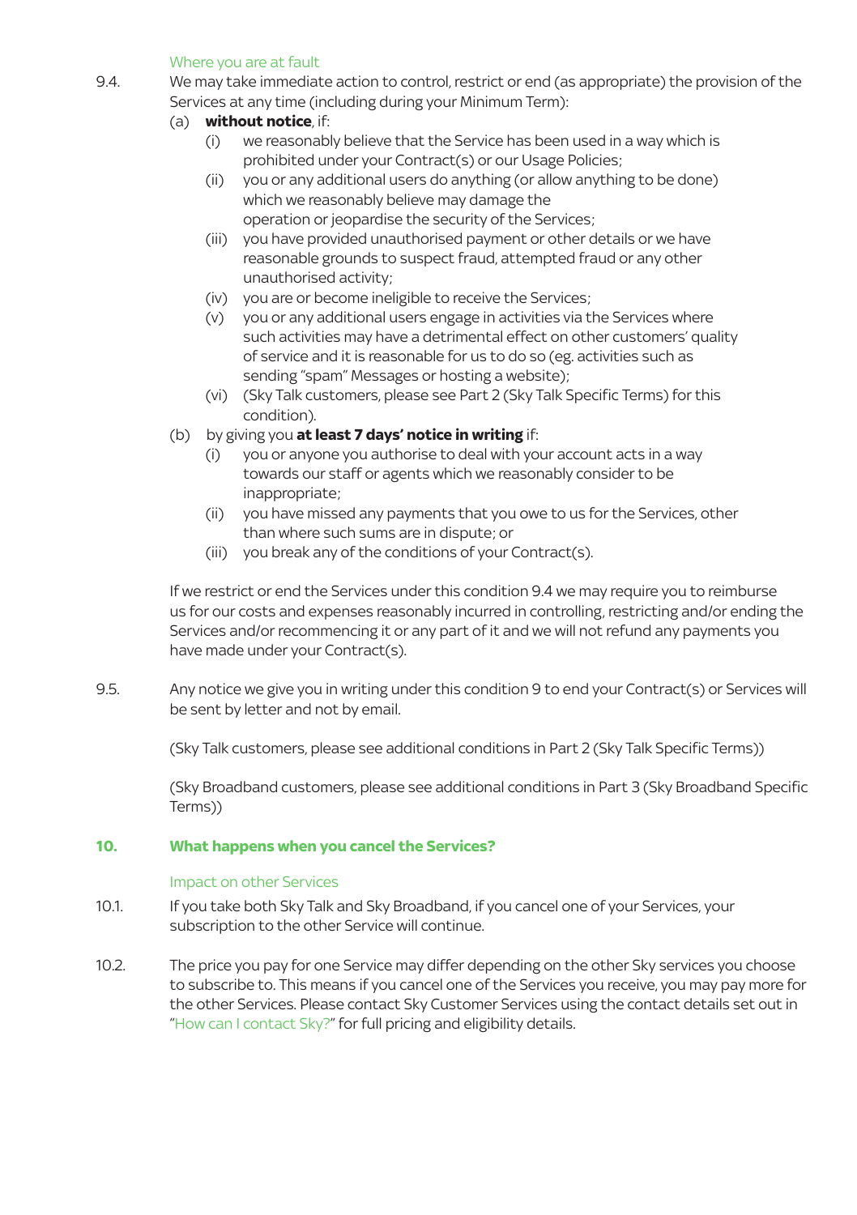### Where you are at fault

9.4. We may take immediate action to control, restrict or end (as appropriate) the provision of the Services at any time (including during your Minimum Term):

(a) **without notice**, if:

(i) we reasonably believe that the Service has been used in a way which is prohibited under your Contract(s) or our Usage Policies;

(ii) you or any additional users do anything (or allow anything to be done) which we reasonably believe may damage the operation or jeopardise the security of the Services;

(iii) you have provided unauthorised payment or other details or we have reasonable grounds to suspect fraud, attempted fraud or any other unauthorised activity;

(iv) you are or become ineligible to receive the Services;

(v) you or any additional users engage in activities via the Services where such activities may have a detrimental effect on other customers' quality of service and it is reasonable for us to do so (eg. activities such as sending "spam" Messages or hosting a website);

(vi) (Sky Talk customers, please see Part 2 (Sky Talk Specific Terms) for this condition).

(b) by giving you **at least 7 days' notice in writing** if:

(i) you or anyone you authorise to deal with your account acts in a way towards our staff or agents which we reasonably consider to be inappropriate;

(ii) you have missed any payments that you owe to us for the Services, other than where such sums are in dispute; or

(iii) you break any of the conditions of your Contract(s).

If we restrict or end the Services under this condition 9.4 we may require you to reimburse us for our costs and expenses reasonably incurred in controlling, restricting and/or ending the Services and/or recommencing it or any part of it and we will not refund any payments you have made under your Contract(s).

9.5. Any notice we give you in writing under this condition 9 to end your Contract(s) or Services will be sent by letter and not by email.

(Sky Talk customers, please see additional conditions in Part 2 (Sky Talk Specific Terms))

(Sky Broadband customers, please see additional conditions in Part 3 (Sky Broadband Specific Terms))

## 10. What happens when you cancel the Services?

### Impact on other Services

10.1. If you take both Sky Talk and Sky Broadband, if you cancel one of your Services, your subscription to the other Service will continue.

10.2. The price you pay for one Service may differ depending on the other Sky services you choose to subscribe to. This means if you cancel one of the Services you receive, you may pay more for the other Services. Please contact Sky Customer Services using the contact details set out in "How can I contact Sky?" for full pricing and eligibility details.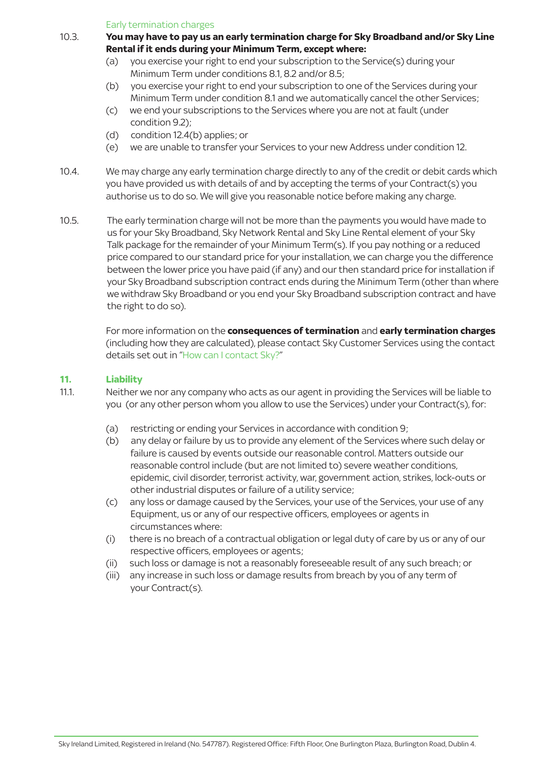Early termination charges

10.3. **You may have to pay us an early termination charge for Sky Broadband and/or Sky Line Rental if it ends during your Minimum Term, except where:**

(a) you exercise your right to end your subscription to the Service(s) during your Minimum Term under conditions 8.1, 8.2 and/or 8.5;

(b) you exercise your right to end your subscription to one of the Services during your Minimum Term under condition 8.1 and we automatically cancel the other Services;

(c) we end your subscriptions to the Services where you are not at fault (under condition 9.2);

(d) condition 12.4(b) applies; or

(e) we are unable to transfer your Services to your new Address under condition 12.

10.4. We may charge any early termination charge directly to any of the credit or debit cards which you have provided us with details of and by accepting the terms of your Contract(s) you authorise us to do so. We will give you reasonable notice before making any charge.

10.5. The early termination charge will not be more than the payments you would have made to us for your Sky Broadband, Sky Network Rental and Sky Line Rental element of your Sky Talk package for the remainder of your Minimum Term(s). If you pay nothing or a reduced price compared to our standard price for your installation, we can charge you the difference between the lower price you have paid (if any) and our then standard price for installation if your Sky Broadband subscription contract ends during the Minimum Term (other than where we withdraw Sky Broadband or you end your Sky Broadband subscription contract and have the right to do so).

For more information on the **consequences of termination** and **early termination charges** (including how they are calculated), please contact Sky Customer Services using the contact details set out in "How can I contact Sky?"

## 11. Liability

11.1. Neither we nor any company who acts as our agent in providing the Services will be liable to you (or any other person whom you allow to use the Services) under your Contract(s), for:

(a) restricting or ending your Services in accordance with condition 9;

(b) any delay or failure by us to provide any element of the Services where such delay or failure is caused by events outside our reasonable control. Matters outside our reasonable control include (but are not limited to) severe weather conditions, epidemic, civil disorder, terrorist activity, war, government action, strikes, lock-outs or other industrial disputes or failure of a utility service;

(c) any loss or damage caused by the Services, your use of the Services, your use of any Equipment, us or any of our respective officers, employees or agents in circumstances where:

(i) there is no breach of a contractual obligation or legal duty of care by us or any of our respective officers, employees or agents;

(ii) such loss or damage is not a reasonably foreseeable result of any such breach; or

(iii) any increase in such loss or damage results from breach by you of any term of your Contract(s).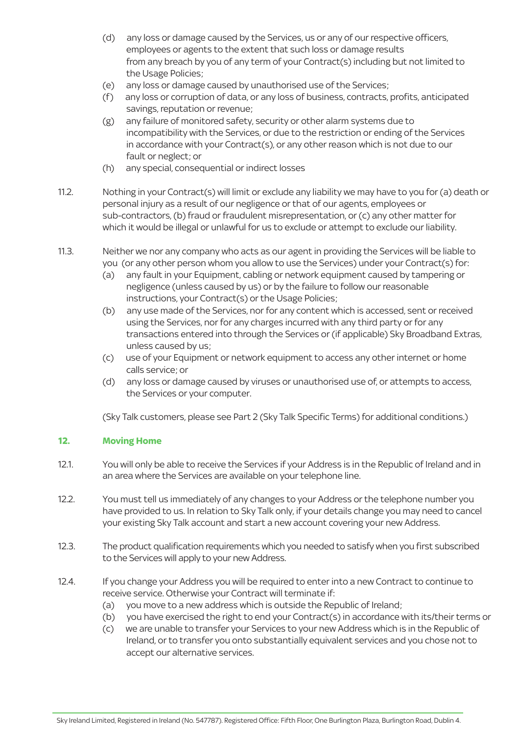(d) any loss or damage caused by the Services, us or any of our respective officers, employees or agents to the extent that such loss or damage results from any breach by you of any term of your Contract(s) including but not limited to the Usage Policies;

(e) any loss or damage caused by unauthorised use of the Services;

(f) any loss or corruption of data, or any loss of business, contracts, profits, anticipated savings, reputation or revenue;

(g) any failure of monitored safety, security or other alarm systems due to incompatibility with the Services, or due to the restriction or ending of the Services in accordance with your Contract(s), or any other reason which is not due to our fault or neglect; or

(h) any special, consequential or indirect losses

11.2. Nothing in your Contract(s) will limit or exclude any liability we may have to you for (a) death or personal injury as a result of our negligence or that of our agents, employees or sub-contractors, (b) fraud or fraudulent misrepresentation, or (c) any other matter for which it would be illegal or unlawful for us to exclude or attempt to exclude our liability.

11.3. Neither we nor any company who acts as our agent in providing the Services will be liable to you (or any other person whom you allow to use the Services) under your Contract(s) for:

(a) any fault in your Equipment, cabling or network equipment caused by tampering or negligence (unless caused by us) or by the failure to follow our reasonable instructions, your Contract(s) or the Usage Policies;

(b) any use made of the Services, nor for any content which is accessed, sent or received using the Services, nor for any charges incurred with any third party or for any transactions entered into through the Services or (if applicable) Sky Broadband Extras, unless caused by us;

(c) use of your Equipment or network equipment to access any other internet or home calls service; or

(d) any loss or damage caused by viruses or unauthorised use of, or attempts to access, the Services or your computer.

(Sky Talk customers, please see Part 2 (Sky Talk Specific Terms) for additional conditions.)

## 12. Moving Home

12.1. You will only be able to receive the Services if your Address is in the Republic of Ireland and in an area where the Services are available on your telephone line.

12.2. You must tell us immediately of any changes to your Address or the telephone number you have provided to us. In relation to Sky Talk only, if your details change you may need to cancel your existing Sky Talk account and start a new account covering your new Address.

12.3. The product qualification requirements which you needed to satisfy when you first subscribed to the Services will apply to your new Address.

12.4. If you change your Address you will be required to enter into a new Contract to continue to receive service. Otherwise your Contract will terminate if:

(a) you move to a new address which is outside the Republic of Ireland;

(b) you have exercised the right to end your Contract(s) in accordance with its/their terms or

(c) we are unable to transfer your Services to your new Address which is in the Republic of Ireland, or to transfer you onto substantially equivalent services and you chose not to accept our alternative services.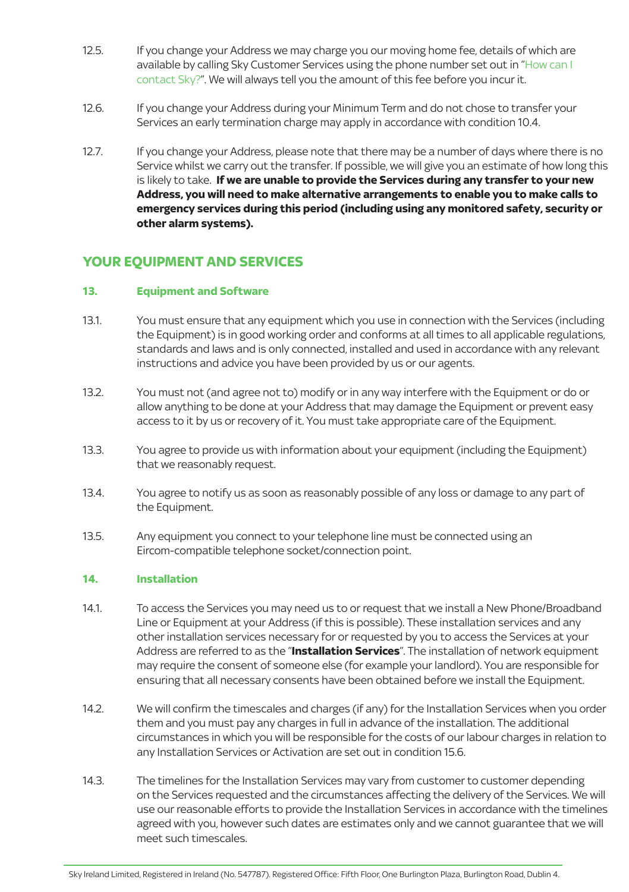12.5. If you change your Address we may charge you our moving home fee, details of which are available by calling Sky Customer Services using the phone number set out in "How can I contact Sky?". We will always tell you the amount of this fee before you incur it.

12.6. If you change your Address during your Minimum Term and do not chose to transfer your Services an early termination charge may apply in accordance with condition 10.4.

12.7. If you change your Address, please note that there may be a number of days where there is no Service whilst we carry out the transfer. If possible, we will give you an estimate of how long this is likely to take. **If we are unable to provide the Services during any transfer to your new Address, you will need to make alternative arrangements to enable you to make calls to emergency services during this period (including using any monitored safety, security or other alarm systems).**

## YOUR EQUIPMENT AND SERVICES

### 13. Equipment and Software

13.1. You must ensure that any equipment which you use in connection with the Services (including the Equipment) is in good working order and conforms at all times to all applicable regulations, standards and laws and is only connected, installed and used in accordance with any relevant instructions and advice you have been provided by us or our agents.

13.2. You must not (and agree not to) modify or in any way interfere with the Equipment or do or allow anything to be done at your Address that may damage the Equipment or prevent easy access to it by us or recovery of it. You must take appropriate care of the Equipment.

13.3. You agree to provide us with information about your equipment (including the Equipment) that we reasonably request.

13.4. You agree to notify us as soon as reasonably possible of any loss or damage to any part of the Equipment.

13.5. Any equipment you connect to your telephone line must be connected using an Eircom-compatible telephone socket/connection point.

### 14. Installation

14.1. To access the Services you may need us to or request that we install a New Phone/Broadband Line or Equipment at your Address (if this is possible). These installation services and any other installation services necessary for or requested by you to access the Services at your Address are referred to as the "**Installation Services**". The installation of network equipment may require the consent of someone else (for example your landlord). You are responsible for ensuring that all necessary consents have been obtained before we install the Equipment.

14.2. We will confirm the timescales and charges (if any) for the Installation Services when you order them and you must pay any charges in full in advance of the installation. The additional circumstances in which you will be responsible for the costs of our labour charges in relation to any Installation Services or Activation are set out in condition 15.6.

14.3. The timelines for the Installation Services may vary from customer to customer depending on the Services requested and the circumstances affecting the delivery of the Services. We will use our reasonable efforts to provide the Installation Services in accordance with the timelines agreed with you, however such dates are estimates only and we cannot guarantee that we will meet such timescales.

Sky Ireland Limited, Registered in Ireland (No. 547787). Registered Office: Fifth Floor, One Burlington Plaza, Burlington Road, Dublin 4.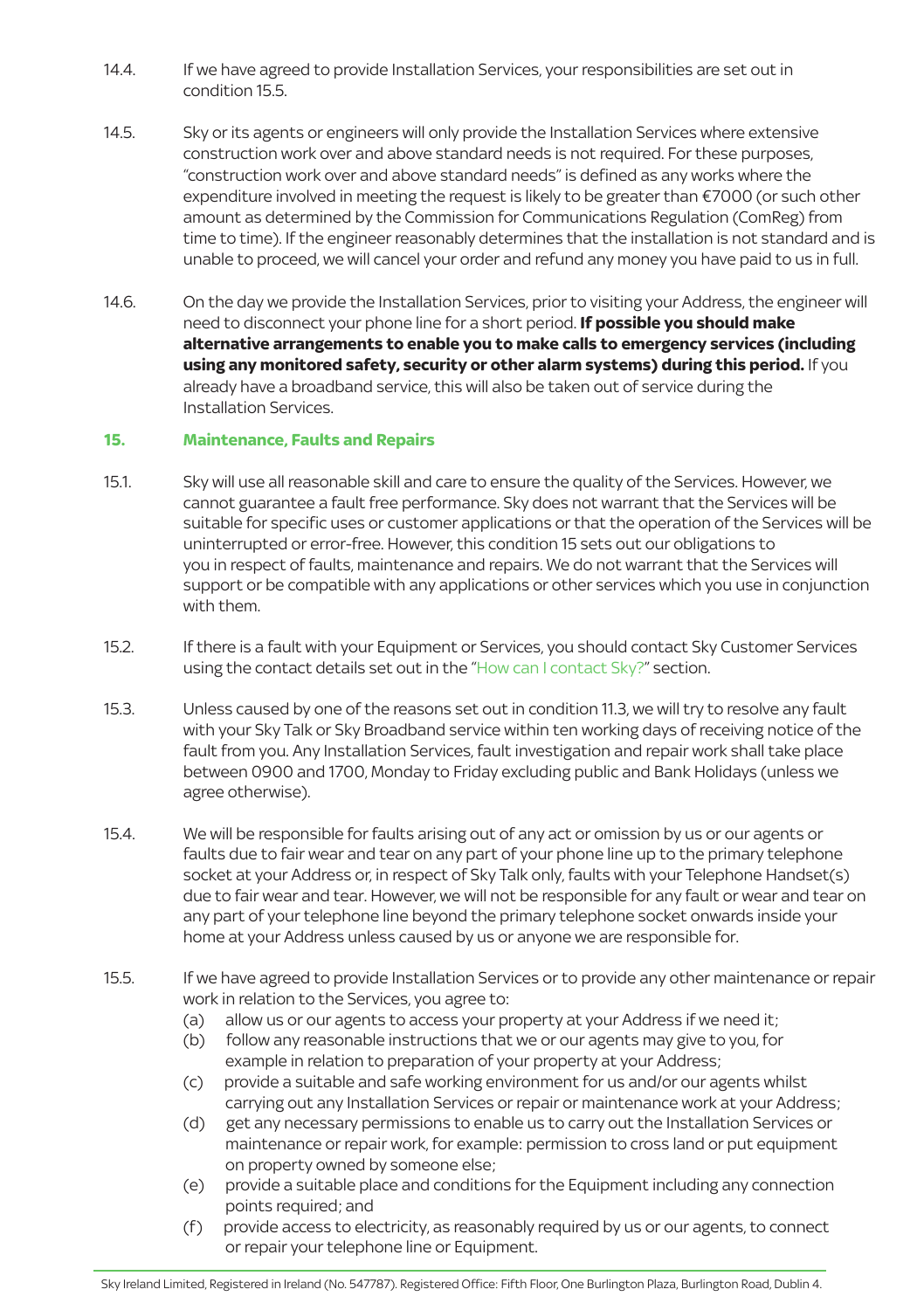14.4. If we have agreed to provide Installation Services, your responsibilities are set out in condition 15.5.

14.5. Sky or its agents or engineers will only provide the Installation Services where extensive construction work over and above standard needs is not required. For these purposes, "construction work over and above standard needs" is defined as any works where the expenditure involved in meeting the request is likely to be greater than €7000 (or such other amount as determined by the Commission for Communications Regulation (ComReg) from time to time). If the engineer reasonably determines that the installation is not standard and is unable to proceed, we will cancel your order and refund any money you have paid to us in full.

14.6. On the day we provide the Installation Services, prior to visiting your Address, the engineer will need to disconnect your phone line for a short period. **If possible you should make alternative arrangements to enable you to make calls to emergency services (including using any monitored safety, security or other alarm systems) during this period.** If you already have a broadband service, this will also be taken out of service during the Installation Services.

## 15. Maintenance, Faults and Repairs

15.1. Sky will use all reasonable skill and care to ensure the quality of the Services. However, we cannot guarantee a fault free performance. Sky does not warrant that the Services will be suitable for specific uses or customer applications or that the operation of the Services will be uninterrupted or error-free. However, this condition 15 sets out our obligations to you in respect of faults, maintenance and repairs. We do not warrant that the Services will support or be compatible with any applications or other services which you use in conjunction with them.

15.2. If there is a fault with your Equipment or Services, you should contact Sky Customer Services using the contact details set out in the "How can I contact Sky?" section.

15.3. Unless caused by one of the reasons set out in condition 11.3, we will try to resolve any fault with your Sky Talk or Sky Broadband service within ten working days of receiving notice of the fault from you. Any Installation Services, fault investigation and repair work shall take place between 0900 and 1700, Monday to Friday excluding public and Bank Holidays (unless we agree otherwise).

15.4. We will be responsible for faults arising out of any act or omission by us or our agents or faults due to fair wear and tear on any part of your phone line up to the primary telephone socket at your Address or, in respect of Sky Talk only, faults with your Telephone Handset(s) due to fair wear and tear. However, we will not be responsible for any fault or wear and tear on any part of your telephone line beyond the primary telephone socket onwards inside your home at your Address unless caused by us or anyone we are responsible for.

15.5. If we have agreed to provide Installation Services or to provide any other maintenance or repair work in relation to the Services, you agree to:

(a) allow us or our agents to access your property at your Address if we need it;

(b) follow any reasonable instructions that we or our agents may give to you, for example in relation to preparation of your property at your Address;

(c) provide a suitable and safe working environment for us and/or our agents whilst carrying out any Installation Services or repair or maintenance work at your Address;

(d) get any necessary permissions to enable us to carry out the Installation Services or maintenance or repair work, for example: permission to cross land or put equipment on property owned by someone else;

(e) provide a suitable place and conditions for the Equipment including any connection points required; and

(f) provide access to electricity, as reasonably required by us or our agents, to connect or repair your telephone line or Equipment.

Sky Ireland Limited, Registered in Ireland (No. 547787). Registered Office: Fifth Floor, One Burlington Plaza, Burlington Road, Dublin 4.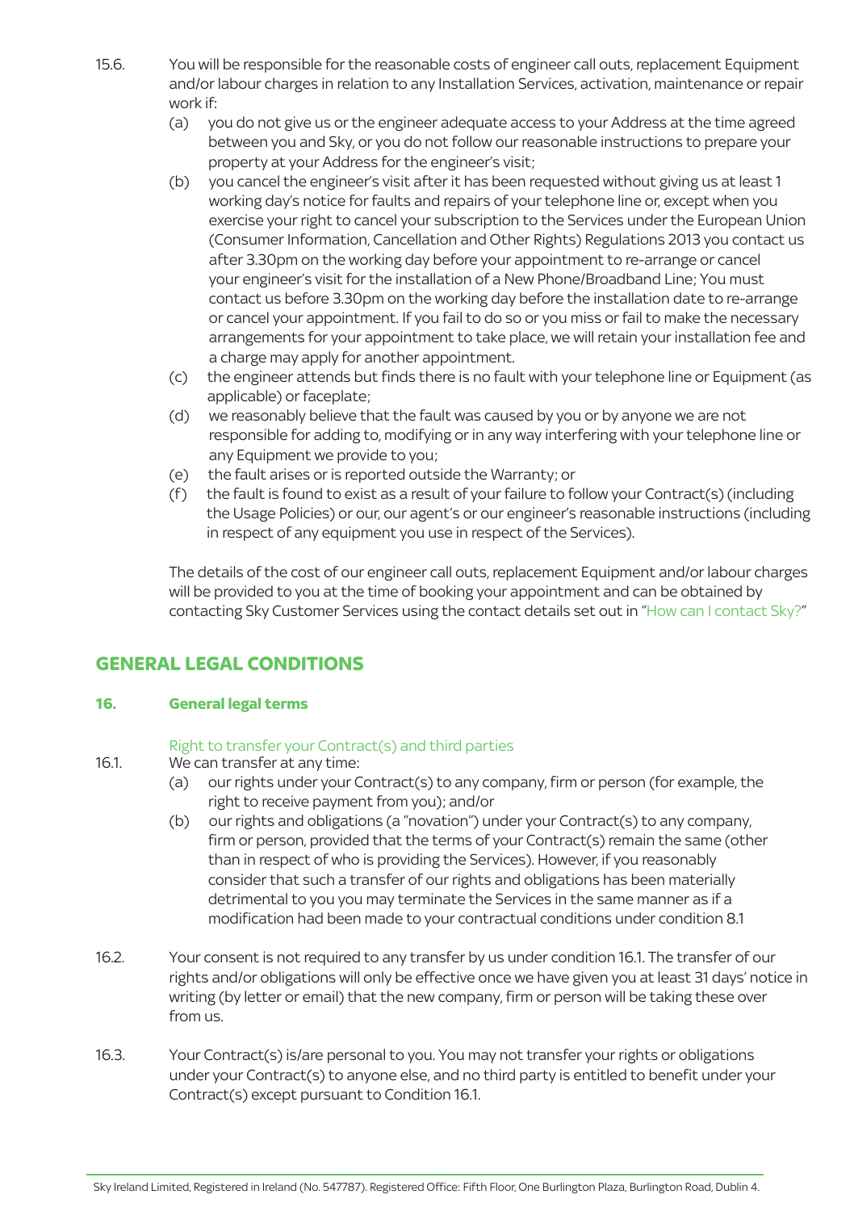15.6. You will be responsible for the reasonable costs of engineer call outs, replacement Equipment and/or labour charges in relation to any Installation Services, activation, maintenance or repair work if:

(a) you do not give us or the engineer adequate access to your Address at the time agreed between you and Sky, or you do not follow our reasonable instructions to prepare your property at your Address for the engineer's visit;

(b) you cancel the engineer's visit after it has been requested without giving us at least 1 working day's notice for faults and repairs of your telephone line or, except when you exercise your right to cancel your subscription to the Services under the European Union (Consumer Information, Cancellation and Other Rights) Regulations 2013 you contact us after 3.30pm on the working day before your appointment to re-arrange or cancel your engineer's visit for the installation of a New Phone/Broadband Line; You must contact us before 3.30pm on the working day before the installation date to re-arrange or cancel your appointment. If you fail to do so or you miss or fail to make the necessary arrangements for your appointment to take place, we will retain your installation fee and a charge may apply for another appointment.

(c) the engineer attends but finds there is no fault with your telephone line or Equipment (as applicable) or faceplate;

(d) we reasonably believe that the fault was caused by you or by anyone we are not responsible for adding to, modifying or in any way interfering with your telephone line or any Equipment we provide to you;

(e) the fault arises or is reported outside the Warranty; or

(f) the fault is found to exist as a result of your failure to follow your Contract(s) (including the Usage Policies) or our, our agent's or our engineer's reasonable instructions (including in respect of any equipment you use in respect of the Services).

The details of the cost of our engineer call outs, replacement Equipment and/or labour charges will be provided to you at the time of booking your appointment and can be obtained by contacting Sky Customer Services using the contact details set out in "How can I contact Sky?"

## GENERAL LEGAL CONDITIONS

### 16. General legal terms

Right to transfer your Contract(s) and third parties

16.1. We can transfer at any time:

(a) our rights under your Contract(s) to any company, firm or person (for example, the right to receive payment from you); and/or

(b) our rights and obligations (a "novation") under your Contract(s) to any company, firm or person, provided that the terms of your Contract(s) remain the same (other than in respect of who is providing the Services). However, if you reasonably consider that such a transfer of our rights and obligations has been materially detrimental to you you may terminate the Services in the same manner as if a modification had been made to your contractual conditions under condition 8.1

16.2. Your consent is not required to any transfer by us under condition 16.1. The transfer of our rights and/or obligations will only be effective once we have given you at least 31 days' notice in writing (by letter or email) that the new company, firm or person will be taking these over from us.

16.3. Your Contract(s) is/are personal to you. You may not transfer your rights or obligations under your Contract(s) to anyone else, and no third party is entitled to benefit under your Contract(s) except pursuant to Condition 16.1.

Sky Ireland Limited, Registered in Ireland (No. 547787). Registered Office: Fifth Floor, One Burlington Plaza, Burlington Road, Dublin 4.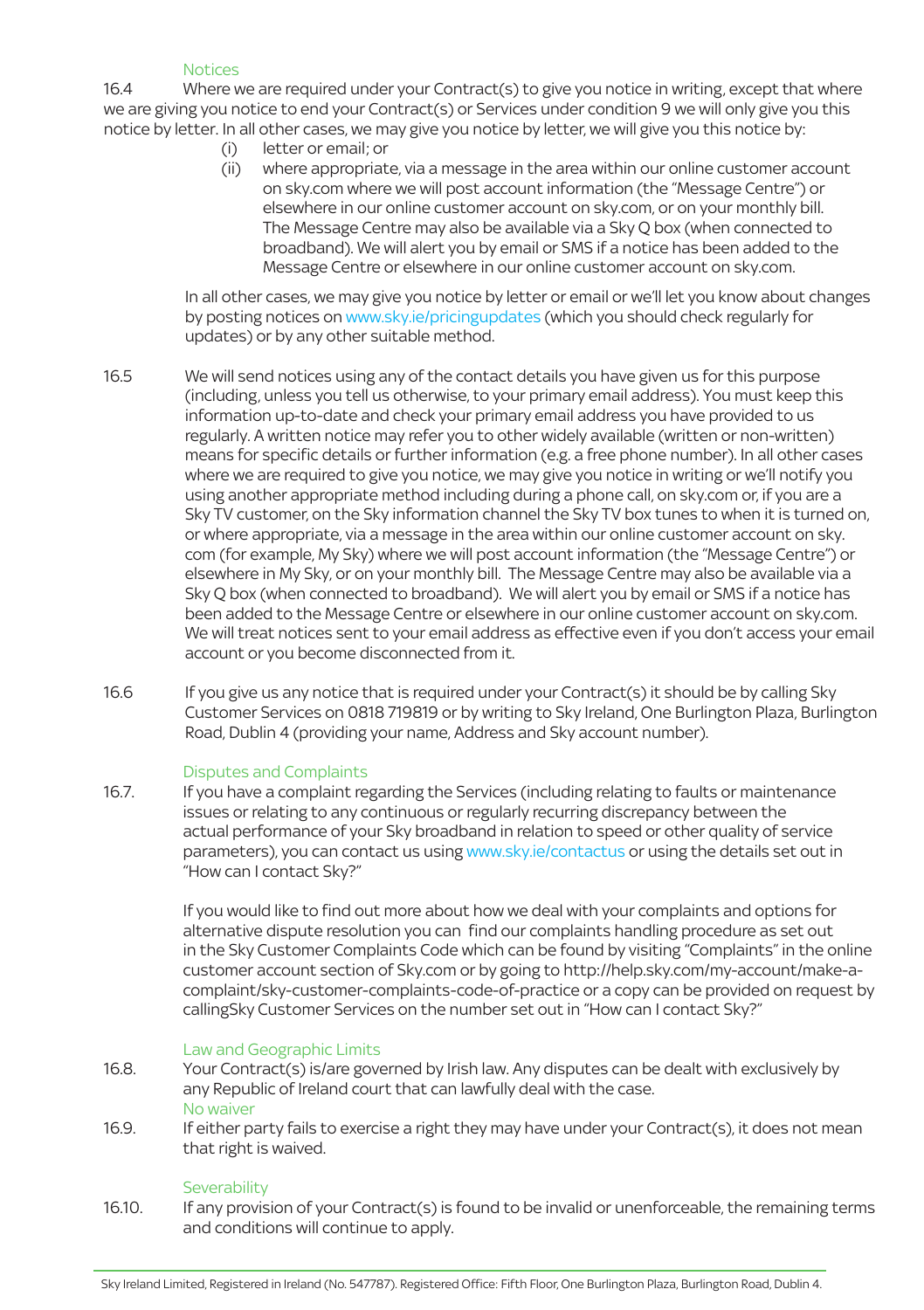### Notices

16.4 Where we are required under your Contract(s) to give you notice in writing, except that where we are giving you notice to end your Contract(s) or Services under condition 9 we will only give you this notice by letter. In all other cases, we may give you notice by letter, we will give you this notice by:

(i) letter or email; or

(ii) where appropriate, via a message in the area within our online customer account on sky.com where we will post account information (the "Message Centre") or elsewhere in our online customer account on sky.com, or on your monthly bill. The Message Centre may also be available via a Sky Q box (when connected to broadband). We will alert you by email or SMS if a notice has been added to the Message Centre or elsewhere in our online customer account on sky.com.

In all other cases, we may give you notice by letter or email or we'll let you know about changes by posting notices on www.sky.ie/pricingupdates (which you should check regularly for updates) or by any other suitable method.

16.5 We will send notices using any of the contact details you have given us for this purpose (including, unless you tell us otherwise, to your primary email address). You must keep this information up-to-date and check your primary email address you have provided to us regularly. A written notice may refer you to other widely available (written or non-written) means for specific details or further information (e.g. a free phone number). In all other cases where we are required to give you notice, we may give you notice in writing or we'll notify you using another appropriate method including during a phone call, on sky.com or, if you are a Sky TV customer, on the Sky information channel the Sky TV box tunes to when it is turned on, or where appropriate, via a message in the area within our online customer account on sky.com (for example, My Sky) where we will post account information (the "Message Centre") or elsewhere in My Sky, or on your monthly bill. The Message Centre may also be available via a Sky Q box (when connected to broadband). We will alert you by email or SMS if a notice has been added to the Message Centre or elsewhere in our online customer account on sky.com. We will treat notices sent to your email address as effective even if you don't access your email account or you become disconnected from it.

16.6 If you give us any notice that is required under your Contract(s) it should be by calling Sky Customer Services on 0818 719819 or by writing to Sky Ireland, One Burlington Plaza, Burlington Road, Dublin 4 (providing your name, Address and Sky account number).

### Disputes and Complaints

16.7. If you have a complaint regarding the Services (including relating to faults or maintenance issues or relating to any continuous or regularly recurring discrepancy between the actual performance of your Sky broadband in relation to speed or other quality of service parameters), you can contact us using www.sky.ie/contactus or using the details set out in "How can I contact Sky?"

If you would like to find out more about how we deal with your complaints and options for alternative dispute resolution you can find our complaints handling procedure as set out in the Sky Customer Complaints Code which can be found by visiting "Complaints" in the online customer account section of Sky.com or by going to http://help.sky.com/my-account/make-a-complaint/sky-customer-complaints-code-of-practice or a copy can be provided on request by callingSky Customer Services on the number set out in "How can I contact Sky?"

### Law and Geographic Limits

16.8. Your Contract(s) is/are governed by Irish law. Any disputes can be dealt with exclusively by any Republic of Ireland court that can lawfully deal with the case.

### No waiver

16.9. If either party fails to exercise a right they may have under your Contract(s), it does not mean that right is waived.

### Severability

16.10. If any provision of your Contract(s) is found to be invalid or unenforceable, the remaining terms and conditions will continue to apply.

Sky Ireland Limited, Registered in Ireland (No. 547787). Registered Office: Fifth Floor, One Burlington Plaza, Burlington Road, Dublin 4.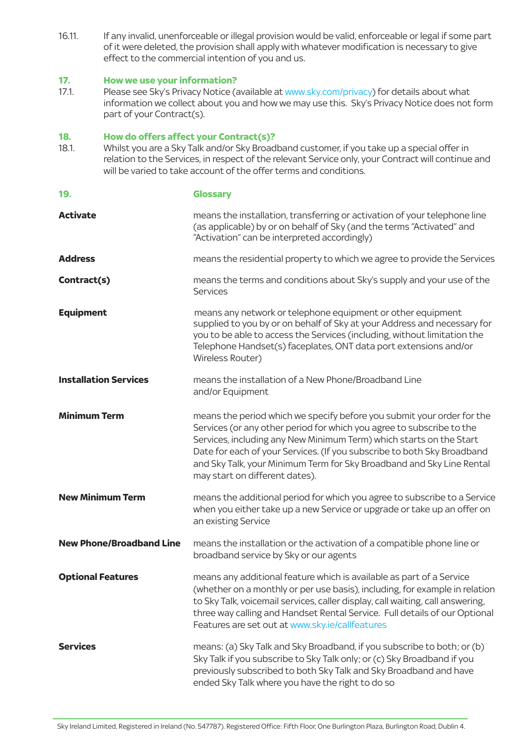16.11. If any invalid, unenforceable or illegal provision would be valid, enforceable or legal if some part of it were deleted, the provision shall apply with whatever modification is necessary to give effect to the commercial intention of you and us.

## 17. How we use your information?

17.1. Please see Sky's Privacy Notice (available at www.sky.com/privacy) for details about what information we collect about you and how we may use this. Sky's Privacy Notice does not form part of your Contract(s).

## 18. How do offers affect your Contract(s)?

18.1. Whilst you are a Sky Talk and/or Sky Broadband customer, if you take up a special offer in relation to the Services, in respect of the relevant Service only, your Contract will continue and will be varied to take account of the offer terms and conditions.

## 19. Glossary

| | |
|---|---|
| **Activate** | means the installation, transferring or activation of your telephone line (as applicable) by or on behalf of Sky (and the terms "Activated" and "Activation" can be interpreted accordingly) |
| **Address** | means the residential property to which we agree to provide the Services |
| **Contract(s)** | means the terms and conditions about Sky's supply and your use of the Services |
| **Equipment** | means any network or telephone equipment or other equipment supplied to you by or on behalf of Sky at your Address and necessary for you to be able to access the Services (including, without limitation the Telephone Handset(s) faceplates, ONT data port extensions and/or Wireless Router) |
| **Installation Services** | means the installation of a New Phone/Broadband Line and/or Equipment |
| **Minimum Term** | means the period which we specify before you submit your order for the Services (or any other period for which you agree to subscribe to the Services, including any New Minimum Term) which starts on the Start Date for each of your Services. (If you subscribe to both Sky Broadband and Sky Talk, your Minimum Term for Sky Broadband and Sky Line Rental may start on different dates). |
| **New Minimum Term** | means the additional period for which you agree to subscribe to a Service when you either take up a new Service or upgrade or take up an offer on an existing Service |
| **New Phone/Broadband Line** | means the installation or the activation of a compatible phone line or broadband service by Sky or our agents |
| **Optional Features** | means any additional feature which is available as part of a Service (whether on a monthly or per use basis), including, for example in relation to Sky Talk, voicemail services, caller display, call waiting, call answering, three way calling and Handset Rental Service. Full details of our Optional Features are set out at www.sky.ie/callfeatures |
| **Services** | means: (a) Sky Talk and Sky Broadband, if you subscribe to both; or (b) Sky Talk if you subscribe to Sky Talk only; or (c) Sky Broadband if you previously subscribed to both Sky Talk and Sky Broadband and have ended Sky Talk where you have the right to do so |

Sky Ireland Limited, Registered in Ireland (No. 547787). Registered Office: Fifth Floor, One Burlington Plaza, Burlington Road, Dublin 4.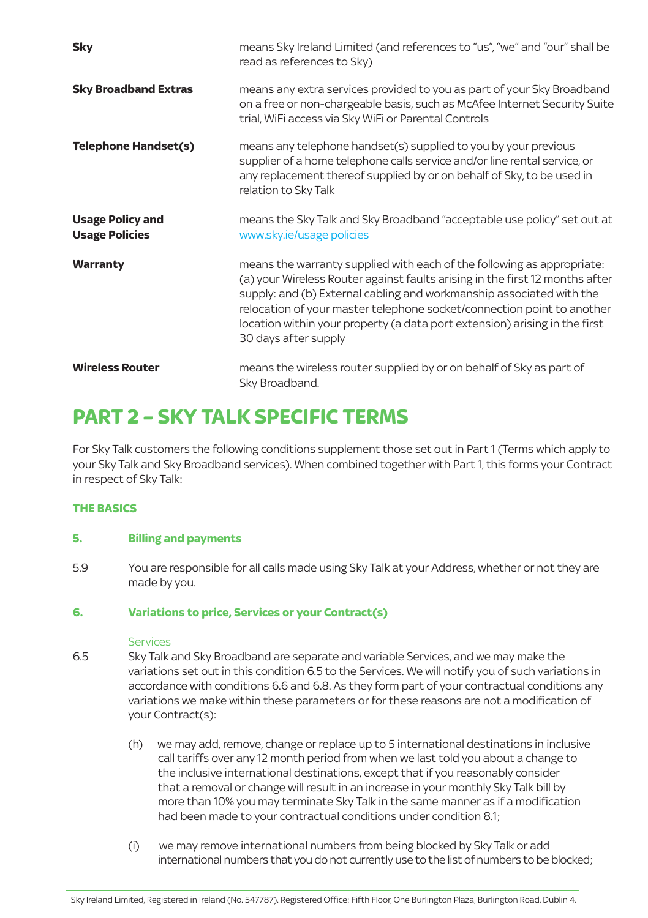| | |
|---|---|
| **Sky** | means Sky Ireland Limited (and references to "us", "we" and "our" shall be read as references to Sky) |
| **Sky Broadband Extras** | means any extra services provided to you as part of your Sky Broadband on a free or non-chargeable basis, such as McAfee Internet Security Suite trial, WiFi access via Sky WiFi or Parental Controls |
| **Telephone Handset(s)** | means any telephone handset(s) supplied to you by your previous supplier of a home telephone calls service and/or line rental service, or any replacement thereof supplied by or on behalf of Sky, to be used in relation to Sky Talk |
| **Usage Policy and Usage Policies** | means the Sky Talk and Sky Broadband "acceptable use policy" set out at www.sky.ie/usage policies |
| **Warranty** | means the warranty supplied with each of the following as appropriate: (a) your Wireless Router against faults arising in the first 12 months after supply: and (b) External cabling and workmanship associated with the relocation of your master telephone socket/connection point to another location within your property (a data port extension) arising in the first 30 days after supply |
| **Wireless Router** | means the wireless router supplied by or on behalf of Sky as part of Sky Broadband. |

# PART 2 – SKY TALK SPECIFIC TERMS

For Sky Talk customers the following conditions supplement those set out in Part 1 (Terms which apply to your Sky Talk and Sky Broadband services). When combined together with Part 1, this forms your Contract in respect of Sky Talk:

## THE BASICS

### 5. Billing and payments

5.9 You are responsible for all calls made using Sky Talk at your Address, whether or not they are made by you.

### 6. Variations to price, Services or your Contract(s)

Services

6.5 Sky Talk and Sky Broadband are separate and variable Services, and we may make the variations set out in this condition 6.5 to the Services. We will notify you of such variations in accordance with conditions 6.6 and 6.8. As they form part of your contractual conditions any variations we make within these parameters or for these reasons are not a modification of your Contract(s):

(h) we may add, remove, change or replace up to 5 international destinations in inclusive call tariffs over any 12 month period from when we last told you about a change to the inclusive international destinations, except that if you reasonably consider that a removal or change will result in an increase in your monthly Sky Talk bill by more than 10% you may terminate Sky Talk in the same manner as if a modification had been made to your contractual conditions under condition 8.1;

(i) we may remove international numbers from being blocked by Sky Talk or add international numbers that you do not currently use to the list of numbers to be blocked;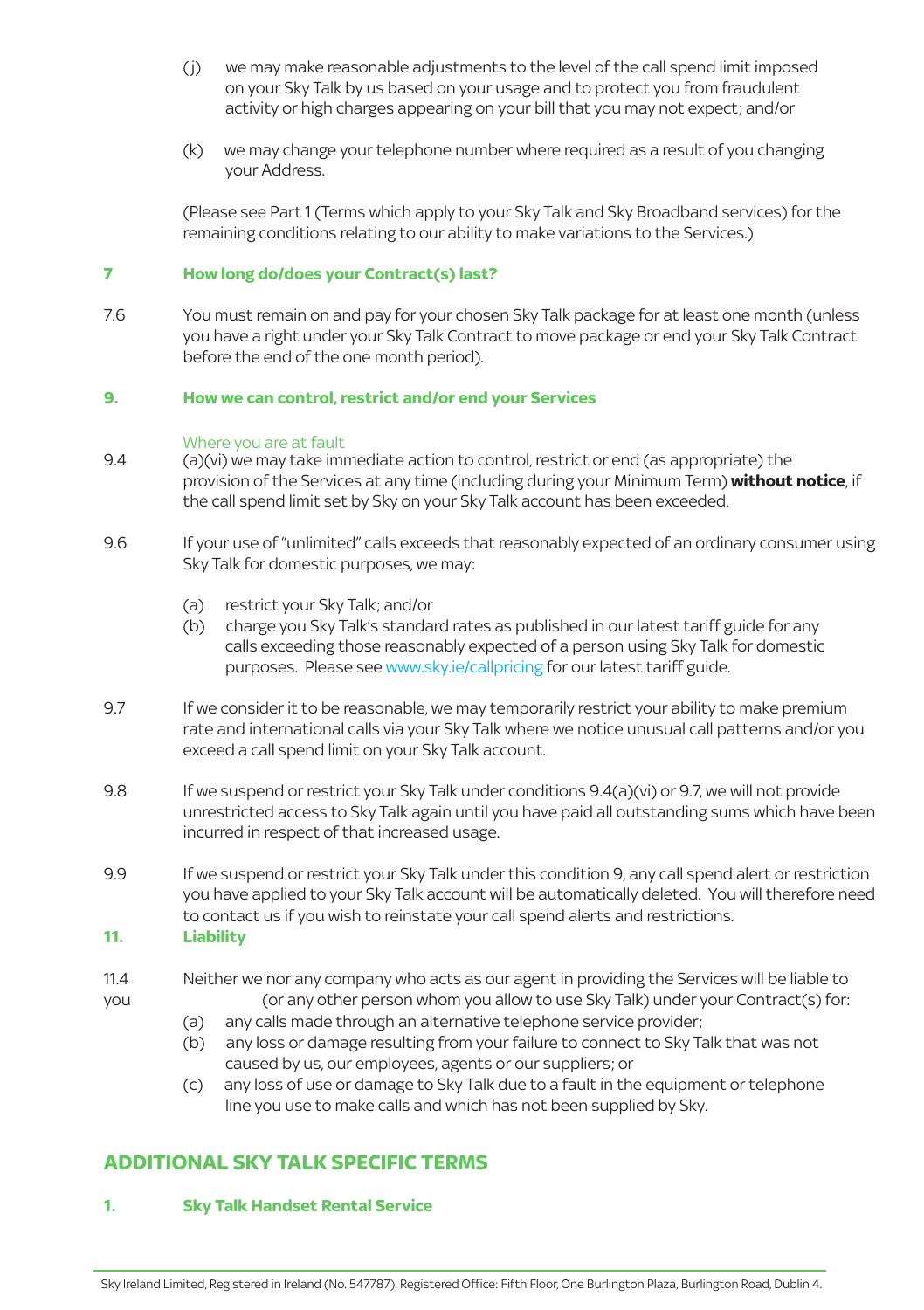(j) we may make reasonable adjustments to the level of the call spend limit imposed on your Sky Talk by us based on your usage and to protect you from fraudulent activity or high charges appearing on your bill that you may not expect; and/or

(k) we may change your telephone number where required as a result of you changing your Address.

(Please see Part 1 (Terms which apply to your Sky Talk and Sky Broadband services) for the remaining conditions relating to our ability to make variations to the Services.)

## 7 How long do/does your Contract(s) last?

7.6 You must remain on and pay for your chosen Sky Talk package for at least one month (unless you have a right under your Sky Talk Contract to move package or end your Sky Talk Contract before the end of the one month period).

## 9. How we can control, restrict and/or end your Services

Where you are at fault

9.4 (a)(vi) we may take immediate action to control, restrict or end (as appropriate) the provision of the Services at any time (including during your Minimum Term) **without notice**, if the call spend limit set by Sky on your Sky Talk account has been exceeded.

9.6 If your use of "unlimited" calls exceeds that reasonably expected of an ordinary consumer using Sky Talk for domestic purposes, we may:

(a) restrict your Sky Talk; and/or
(b) charge you Sky Talk's standard rates as published in our latest tariff guide for any calls exceeding those reasonably expected of a person using Sky Talk for domestic purposes. Please see www.sky.ie/callpricing for our latest tariff guide.

9.7 If we consider it to be reasonable, we may temporarily restrict your ability to make premium rate and international calls via your Sky Talk where we notice unusual call patterns and/or you exceed a call spend limit on your Sky Talk account.

9.8 If we suspend or restrict your Sky Talk under conditions 9.4(a)(vi) or 9.7, we will not provide unrestricted access to Sky Talk again until you have paid all outstanding sums which have been incurred in respect of that increased usage.

9.9 If we suspend or restrict your Sky Talk under this condition 9, any call spend alert or restriction you have applied to your Sky Talk account will be automatically deleted. You will therefore need to contact us if you wish to reinstate your call spend alerts and restrictions.

## 11. Liability

11.4 Neither we nor any company who acts as our agent in providing the Services will be liable to you (or any other person whom you allow to use Sky Talk) under your Contract(s) for:

(a) any calls made through an alternative telephone service provider;
(b) any loss or damage resulting from your failure to connect to Sky Talk that was not caused by us, our employees, agents or our suppliers; or
(c) any loss of use or damage to Sky Talk due to a fault in the equipment or telephone line you use to make calls and which has not been supplied by Sky.

# ADDITIONAL SKY TALK SPECIFIC TERMS

## 1. Sky Talk Handset Rental Service

Sky Ireland Limited, Registered in Ireland (No. 547787). Registered Office: Fifth Floor, One Burlington Plaza, Burlington Road, Dublin 4.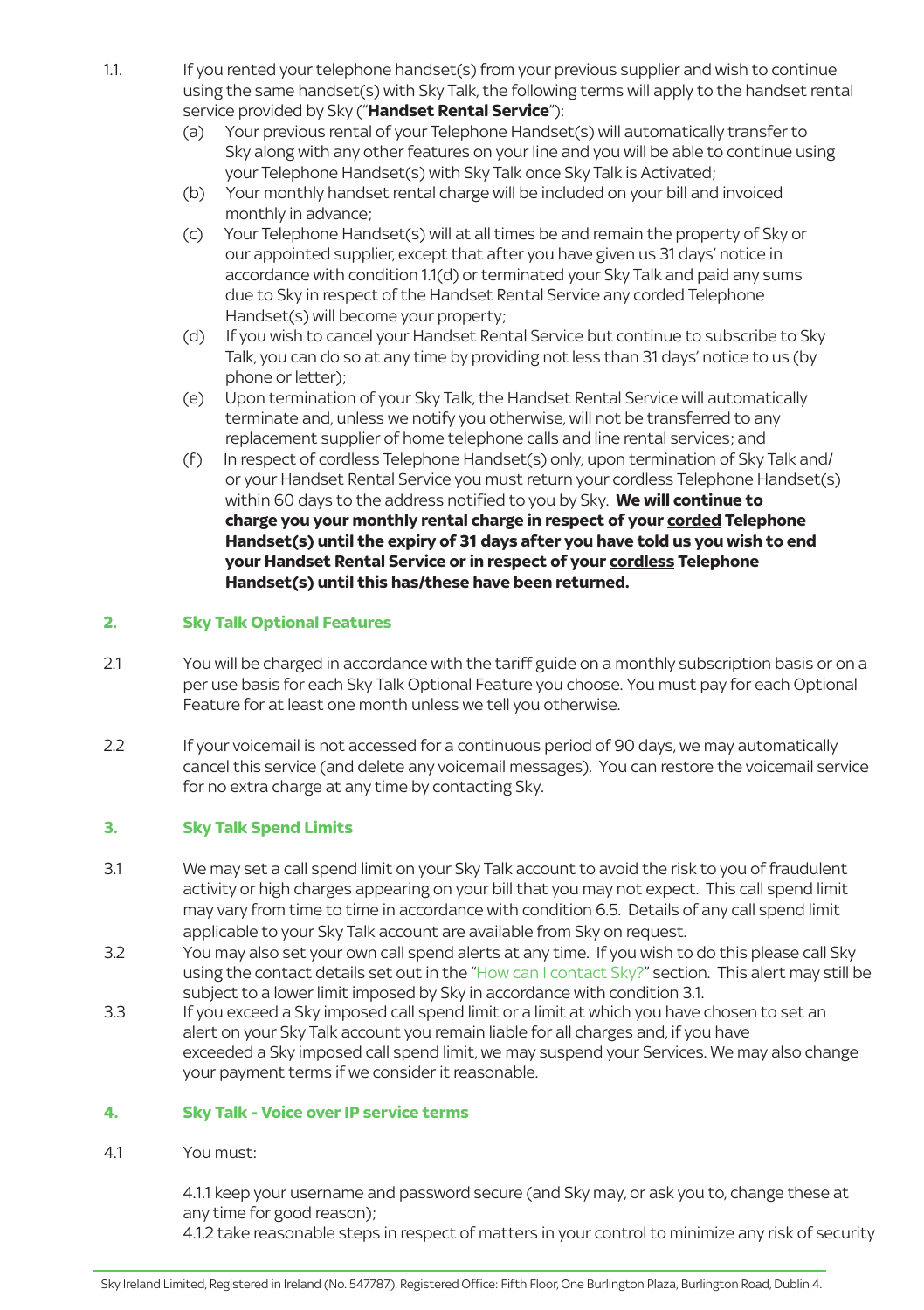1.1. If you rented your telephone handset(s) from your previous supplier and wish to continue using the same handset(s) with Sky Talk, the following terms will apply to the handset rental service provided by Sky ("**Handset Rental Service**"):

(a) Your previous rental of your Telephone Handset(s) will automatically transfer to Sky along with any other features on your line and you will be able to continue using your Telephone Handset(s) with Sky Talk once Sky Talk is Activated;

(b) Your monthly handset rental charge will be included on your bill and invoiced monthly in advance;

(c) Your Telephone Handset(s) will at all times be and remain the property of Sky or our appointed supplier, except that after you have given us 31 days' notice in accordance with condition 1.1(d) or terminated your Sky Talk and paid any sums due to Sky in respect of the Handset Rental Service any corded Telephone Handset(s) will become your property;

(d) If you wish to cancel your Handset Rental Service but continue to subscribe to Sky Talk, you can do so at any time by providing not less than 31 days' notice to us (by phone or letter);

(e) Upon termination of your Sky Talk, the Handset Rental Service will automatically terminate and, unless we notify you otherwise, will not be transferred to any replacement supplier of home telephone calls and line rental services; and

(f) In respect of cordless Telephone Handset(s) only, upon termination of Sky Talk and/or your Handset Rental Service you must return your cordless Telephone Handset(s) within 60 days to the address notified to you by Sky. **We will continue to charge you your monthly rental charge in respect of your <u>corded</u> Telephone Handset(s) until the expiry of 31 days after you have told us you wish to end your Handset Rental Service or in respect of your <u>cordless</u> Telephone Handset(s) until this has/these have been returned.**

## 2. Sky Talk Optional Features

2.1 You will be charged in accordance with the tariff guide on a monthly subscription basis or on a per use basis for each Sky Talk Optional Feature you choose. You must pay for each Optional Feature for at least one month unless we tell you otherwise.

2.2 If your voicemail is not accessed for a continuous period of 90 days, we may automatically cancel this service (and delete any voicemail messages). You can restore the voicemail service for no extra charge at any time by contacting Sky.

## 3. Sky Talk Spend Limits

3.1 We may set a call spend limit on your Sky Talk account to avoid the risk to you of fraudulent activity or high charges appearing on your bill that you may not expect. This call spend limit may vary from time to time in accordance with condition 6.5. Details of any call spend limit applicable to your Sky Talk account are available from Sky on request.

3.2 You may also set your own call spend alerts at any time. If you wish to do this please call Sky using the contact details set out in the "How can I contact Sky?" section. This alert may still be subject to a lower limit imposed by Sky in accordance with condition 3.1.

3.3 If you exceed a Sky imposed call spend limit or a limit at which you have chosen to set an alert on your Sky Talk account you remain liable for all charges and, if you have exceeded a Sky imposed call spend limit, we may suspend your Services. We may also change your payment terms if we consider it reasonable.

## 4. Sky Talk - Voice over IP service terms

4.1 You must:

4.1.1 keep your username and password secure (and Sky may, or ask you to, change these at any time for good reason);

4.1.2 take reasonable steps in respect of matters in your control to minimize any risk of security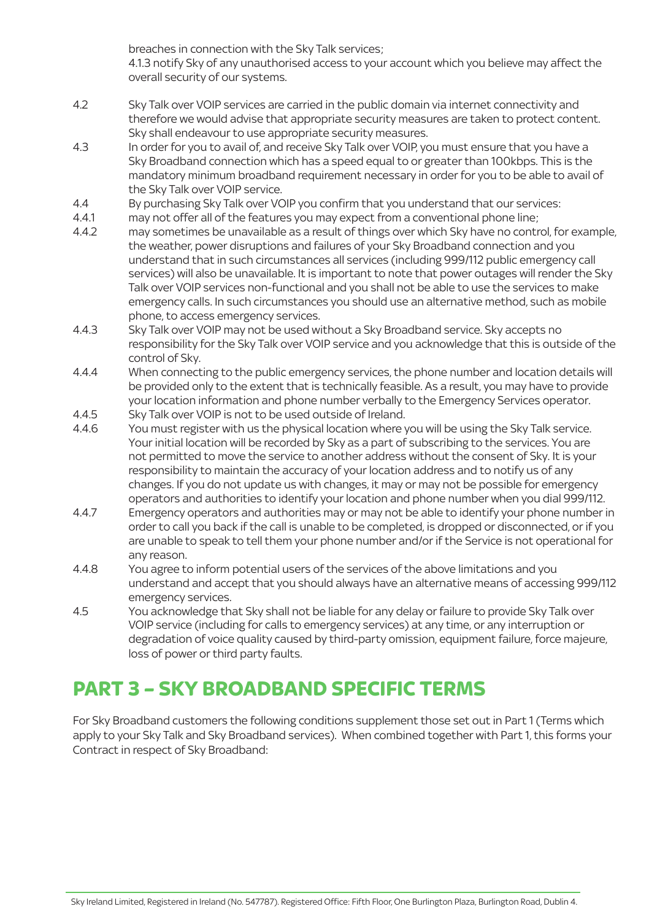breaches in connection with the Sky Talk services;

4.1.3 notify Sky of any unauthorised access to your account which you believe may affect the overall security of our systems.

4.2 Sky Talk over VOIP services are carried in the public domain via internet connectivity and therefore we would advise that appropriate security measures are taken to protect content. Sky shall endeavour to use appropriate security measures.

4.3 In order for you to avail of, and receive Sky Talk over VOIP, you must ensure that you have a Sky Broadband connection which has a speed equal to or greater than 100kbps. This is the mandatory minimum broadband requirement necessary in order for you to be able to avail of the Sky Talk over VOIP service.

4.4 By purchasing Sky Talk over VOIP you confirm that you understand that our services:

4.4.1 may not offer all of the features you may expect from a conventional phone line;

4.4.2 may sometimes be unavailable as a result of things over which Sky have no control, for example, the weather, power disruptions and failures of your Sky Broadband connection and you understand that in such circumstances all services (including 999/112 public emergency call services) will also be unavailable. It is important to note that power outages will render the Sky Talk over VOIP services non-functional and you shall not be able to use the services to make emergency calls. In such circumstances you should use an alternative method, such as mobile phone, to access emergency services.

4.4.3 Sky Talk over VOIP may not be used without a Sky Broadband service. Sky accepts no responsibility for the Sky Talk over VOIP service and you acknowledge that this is outside of the control of Sky.

4.4.4 When connecting to the public emergency services, the phone number and location details will be provided only to the extent that is technically feasible. As a result, you may have to provide your location information and phone number verbally to the Emergency Services operator.

4.4.5 Sky Talk over VOIP is not to be used outside of Ireland.

4.4.6 You must register with us the physical location where you will be using the Sky Talk service. Your initial location will be recorded by Sky as a part of subscribing to the services. You are not permitted to move the service to another address without the consent of Sky. It is your responsibility to maintain the accuracy of your location address and to notify us of any changes. If you do not update us with changes, it may or may not be possible for emergency operators and authorities to identify your location and phone number when you dial 999/112.

4.4.7 Emergency operators and authorities may or may not be able to identify your phone number in order to call you back if the call is unable to be completed, is dropped or disconnected, or if you are unable to speak to tell them your phone number and/or if the Service is not operational for any reason.

4.4.8 You agree to inform potential users of the services of the above limitations and you understand and accept that you should always have an alternative means of accessing 999/112 emergency services.

4.5 You acknowledge that Sky shall not be liable for any delay or failure to provide Sky Talk over VOIP service (including for calls to emergency services) at any time, or any interruption or degradation of voice quality caused by third-party omission, equipment failure, force majeure, loss of power or third party faults.

# PART 3 – SKY BROADBAND SPECIFIC TERMS

For Sky Broadband customers the following conditions supplement those set out in Part 1 (Terms which apply to your Sky Talk and Sky Broadband services). When combined together with Part 1, this forms your Contract in respect of Sky Broadband: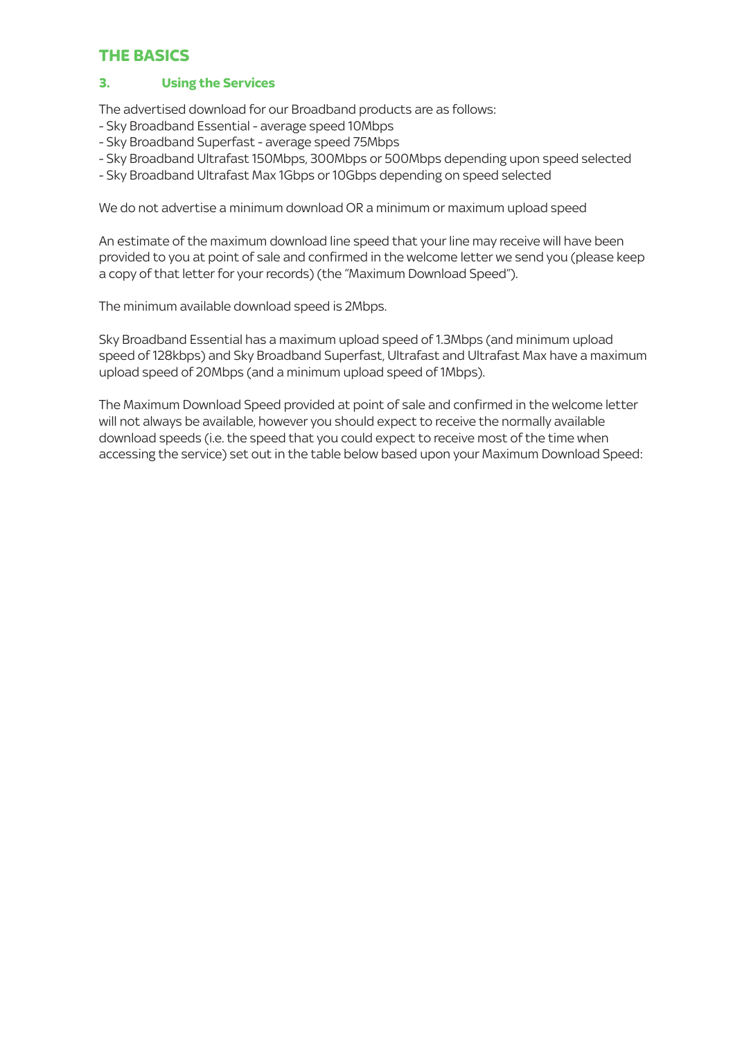## THE BASICS

### 3. Using the Services

The advertised download for our Broadband products are as follows:

- Sky Broadband Essential - average speed 10Mbps
- Sky Broadband Superfast - average speed 75Mbps
- Sky Broadband Ultrafast 150Mbps, 300Mbps or 500Mbps depending upon speed selected
- Sky Broadband Ultrafast Max 1Gbps or 10Gbps depending on speed selected

We do not advertise a minimum download OR a minimum or maximum upload speed

An estimate of the maximum download line speed that your line may receive will have been provided to you at point of sale and confirmed in the welcome letter we send you (please keep a copy of that letter for your records) (the "Maximum Download Speed").

The minimum available download speed is 2Mbps.

Sky Broadband Essential has a maximum upload speed of 1.3Mbps (and minimum upload speed of 128kbps) and Sky Broadband Superfast, Ultrafast and Ultrafast Max have a maximum upload speed of 20Mbps (and a minimum upload speed of 1Mbps).

The Maximum Download Speed provided at point of sale and confirmed in the welcome letter will not always be available, however you should expect to receive the normally available download speeds (i.e. the speed that you could expect to receive most of the time when accessing the service) set out in the table below based upon your Maximum Download Speed: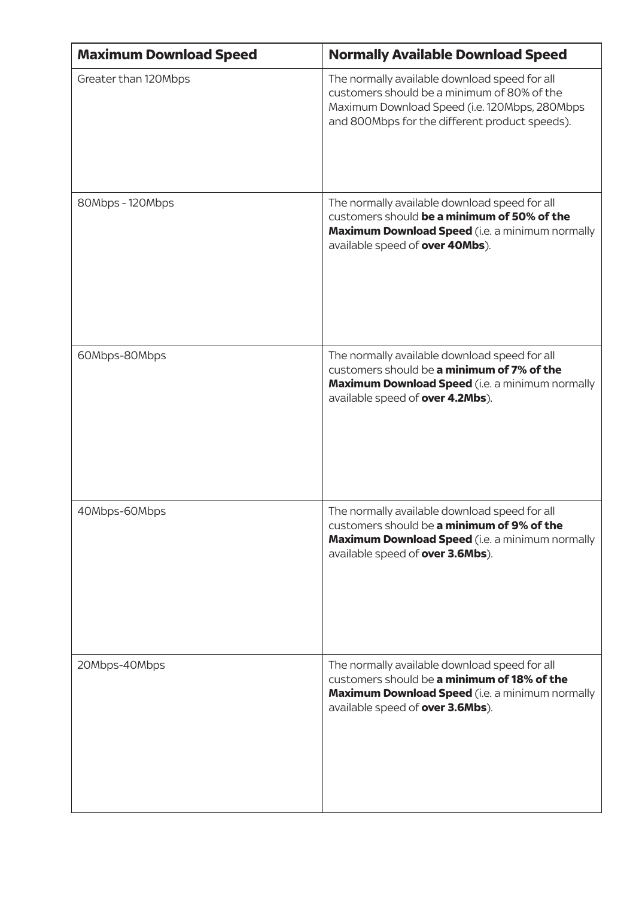| **Maximum Download Speed** | **Normally Available Download Speed** |
| --- | --- |
| Greater than 120Mbps | The normally available download speed for all customers should be a minimum of 80% of the Maximum Download Speed (i.e. 120Mbps, 280Mbps and 800Mbps for the different product speeds). |
| 80Mbps - 120Mbps | The normally available download speed for all customers should **be a minimum of 50% of the Maximum Download Speed** (i.e. a minimum normally available speed of **over 40Mbs**). |
| 60Mbps-80Mbps | The normally available download speed for all customers should be **a minimum of 7% of the Maximum Download Speed** (i.e. a minimum normally available speed of **over 4.2Mbs**). |
| 40Mbps-60Mbps | The normally available download speed for all customers should be **a minimum of 9% of the Maximum Download Speed** (i.e. a minimum normally available speed of **over 3.6Mbs**). |
| 20Mbps-40Mbps | The normally available download speed for all customers should be **a minimum of 18% of the Maximum Download Speed** (i.e. a minimum normally available speed of **over 3.6Mbs**). |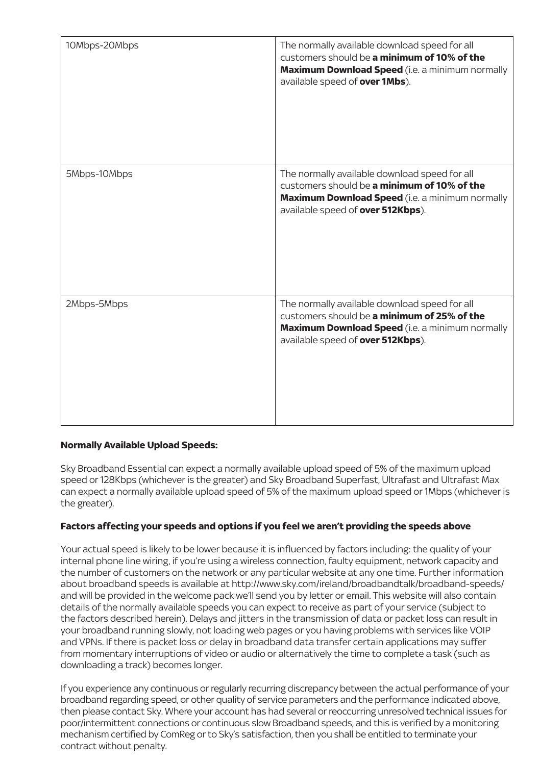| | |
|---|---|
| 10Mbps-20Mbps | The normally available download speed for all customers should be **a minimum of 10% of the Maximum Download Speed** (i.e. a minimum normally available speed of **over 1Mbs**). |
| 5Mbps-10Mbps | The normally available download speed for all customers should be **a minimum of 10% of the Maximum Download Speed** (i.e. a minimum normally available speed of **over 512Kbps**). |
| 2Mbps-5Mbps | The normally available download speed for all customers should be **a minimum of 25% of the Maximum Download Speed** (i.e. a minimum normally available speed of **over 512Kbps**). |

**Normally Available Upload Speeds:**

Sky Broadband Essential can expect a normally available upload speed of 5% of the maximum upload speed or 128Kbps (whichever is the greater) and Sky Broadband Superfast, Ultrafast and Ultrafast Max can expect a normally available upload speed of 5% of the maximum upload speed or 1Mbps (whichever is the greater).

**Factors affecting your speeds and options if you feel we aren't providing the speeds above**

Your actual speed is likely to be lower because it is influenced by factors including: the quality of your internal phone line wiring, if you're using a wireless connection, faulty equipment, network capacity and the number of customers on the network or any particular website at any one time. Further information about broadband speeds is available at http://www.sky.com/ireland/broadbandtalk/broadband-speeds/ and will be provided in the welcome pack we'll send you by letter or email. This website will also contain details of the normally available speeds you can expect to receive as part of your service (subject to the factors described herein). Delays and jitters in the transmission of data or packet loss can result in your broadband running slowly, not loading web pages or you having problems with services like VOIP and VPNs. If there is packet loss or delay in broadband data transfer certain applications may suffer from momentary interruptions of video or audio or alternatively the time to complete a task (such as downloading a track) becomes longer.

If you experience any continuous or regularly recurring discrepancy between the actual performance of your broadband regarding speed, or other quality of service parameters and the performance indicated above, then please contact Sky. Where your account has had several or reoccurring unresolved technical issues for poor/intermittent connections or continuous slow Broadband speeds, and this is verified by a monitoring mechanism certified by ComReg or to Sky's satisfaction, then you shall be entitled to terminate your contract without penalty.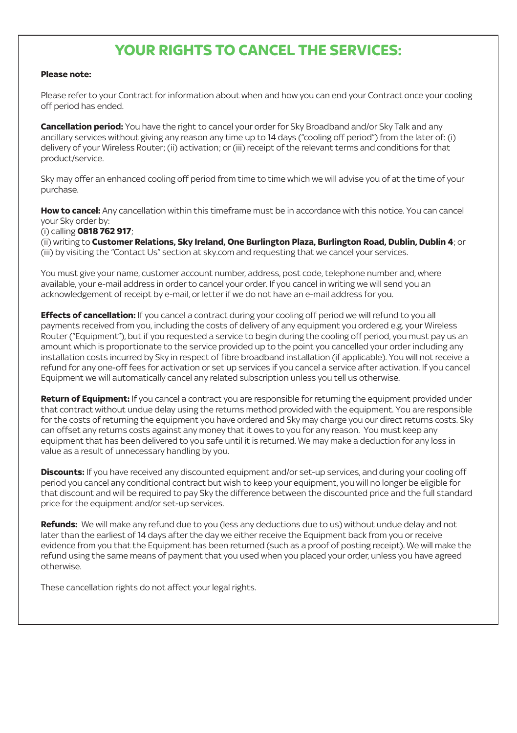# YOUR RIGHTS TO CANCEL THE SERVICES:

**Please note:**

Please refer to your Contract for information about when and how you can end your Contract once your cooling off period has ended.

**Cancellation period:** You have the right to cancel your order for Sky Broadband and/or Sky Talk and any ancillary services without giving any reason any time up to 14 days ("cooling off period") from the later of: (i) delivery of your Wireless Router; (ii) activation; or (iii) receipt of the relevant terms and conditions for that product/service.

Sky may offer an enhanced cooling off period from time to time which we will advise you of at the time of your purchase.

**How to cancel:** Any cancellation within this timeframe must be in accordance with this notice. You can cancel your Sky order by:
(i) calling **0818 762 917**;
(ii) writing to **Customer Relations, Sky Ireland, One Burlington Plaza, Burlington Road, Dublin, Dublin 4**; or
(iii) by visiting the "Contact Us" section at sky.com and requesting that we cancel your services.

You must give your name, customer account number, address, post code, telephone number and, where available, your e-mail address in order to cancel your order. If you cancel in writing we will send you an acknowledgement of receipt by e-mail, or letter if we do not have an e-mail address for you.

**Effects of cancellation:** If you cancel a contract during your cooling off period we will refund to you all payments received from you, including the costs of delivery of any equipment you ordered e.g. your Wireless Router ("Equipment"), but if you requested a service to begin during the cooling off period, you must pay us an amount which is proportionate to the service provided up to the point you cancelled your order including any installation costs incurred by Sky in respect of fibre broadband installation (if applicable). You will not receive a refund for any one-off fees for activation or set up services if you cancel a service after activation. If you cancel Equipment we will automatically cancel any related subscription unless you tell us otherwise.

**Return of Equipment:** If you cancel a contract you are responsible for returning the equipment provided under that contract without undue delay using the returns method provided with the equipment. You are responsible for the costs of returning the equipment you have ordered and Sky may charge you our direct returns costs. Sky can offset any returns costs against any money that it owes to you for any reason. You must keep any equipment that has been delivered to you safe until it is returned. We may make a deduction for any loss in value as a result of unnecessary handling by you.

**Discounts:** If you have received any discounted equipment and/or set-up services, and during your cooling off period you cancel any conditional contract but wish to keep your equipment, you will no longer be eligible for that discount and will be required to pay Sky the difference between the discounted price and the full standard price for the equipment and/or set-up services.

**Refunds:** We will make any refund due to you (less any deductions due to us) without undue delay and not later than the earliest of 14 days after the day we either receive the Equipment back from you or receive evidence from you that the Equipment has been returned (such as a proof of posting receipt). We will make the refund using the same means of payment that you used when you placed your order, unless you have agreed otherwise.

These cancellation rights do not affect your legal rights.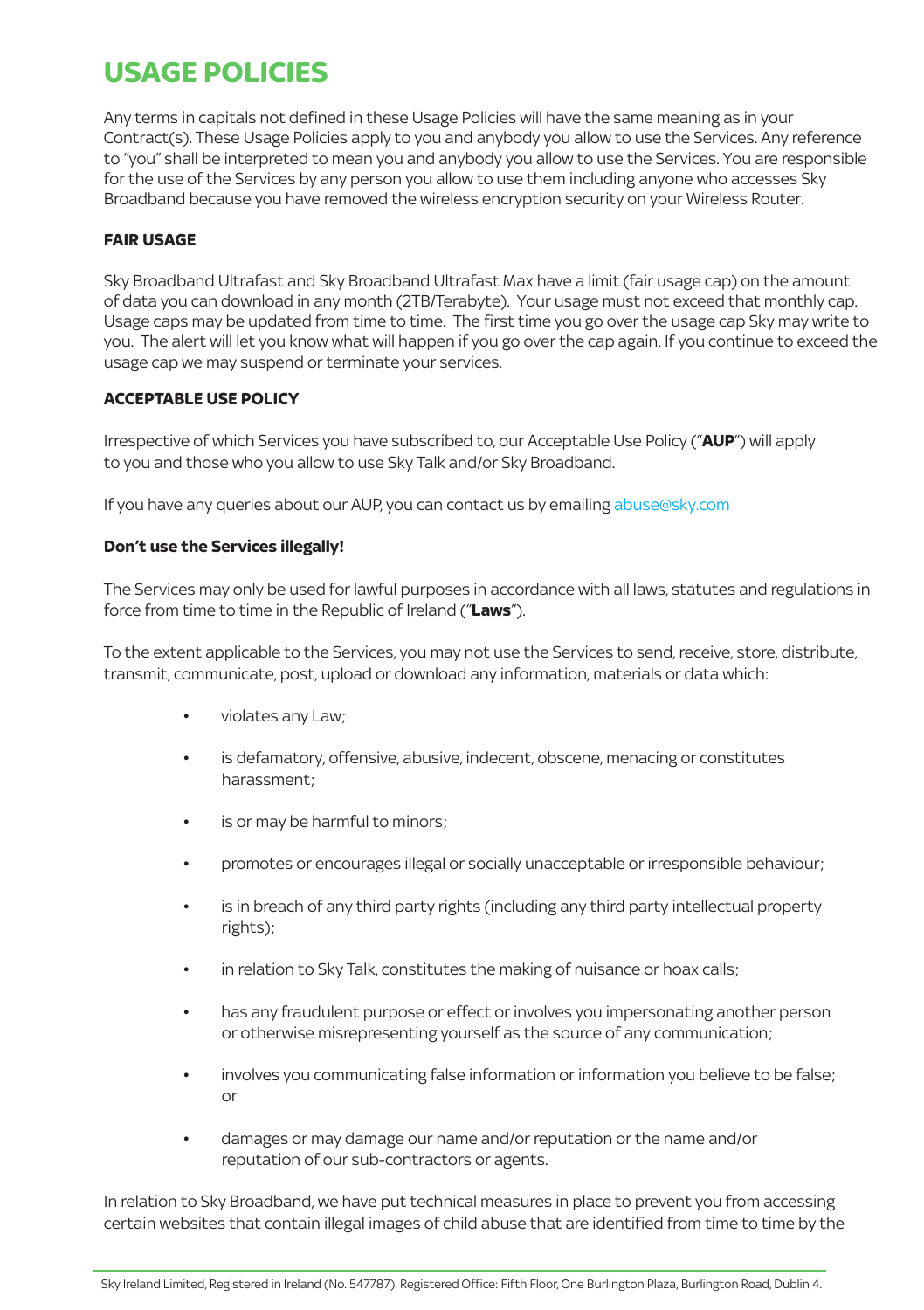# USAGE POLICIES

Any terms in capitals not defined in these Usage Policies will have the same meaning as in your Contract(s). These Usage Policies apply to you and anybody you allow to use the Services. Any reference to "you" shall be interpreted to mean you and anybody you allow to use the Services. You are responsible for the use of the Services by any person you allow to use them including anyone who accesses Sky Broadband because you have removed the wireless encryption security on your Wireless Router.

**FAIR USAGE**

Sky Broadband Ultrafast and Sky Broadband Ultrafast Max have a limit (fair usage cap) on the amount of data you can download in any month (2TB/Terabyte). Your usage must not exceed that monthly cap. Usage caps may be updated from time to time. The first time you go over the usage cap Sky may write to you. The alert will let you know what will happen if you go over the cap again. If you continue to exceed the usage cap we may suspend or terminate your services.

**ACCEPTABLE USE POLICY**

Irrespective of which Services you have subscribed to, our Acceptable Use Policy ("**AUP**") will apply to you and those who you allow to use Sky Talk and/or Sky Broadband.

If you have any queries about our AUP, you can contact us by emailing abuse@sky.com

**Don't use the Services illegally!**

The Services may only be used for lawful purposes in accordance with all laws, statutes and regulations in force from time to time in the Republic of Ireland ("**Laws**").

To the extent applicable to the Services, you may not use the Services to send, receive, store, distribute, transmit, communicate, post, upload or download any information, materials or data which:

- violates any Law;
- is defamatory, offensive, abusive, indecent, obscene, menacing or constitutes harassment;
- is or may be harmful to minors;
- promotes or encourages illegal or socially unacceptable or irresponsible behaviour;
- is in breach of any third party rights (including any third party intellectual property rights);
- in relation to Sky Talk, constitutes the making of nuisance or hoax calls;
- has any fraudulent purpose or effect or involves you impersonating another person or otherwise misrepresenting yourself as the source of any communication;
- involves you communicating false information or information you believe to be false; or
- damages or may damage our name and/or reputation or the name and/or reputation of our sub-contractors or agents.

In relation to Sky Broadband, we have put technical measures in place to prevent you from accessing certain websites that contain illegal images of child abuse that are identified from time to time by the

Sky Ireland Limited, Registered in Ireland (No. 547787). Registered Office: Fifth Floor, One Burlington Plaza, Burlington Road, Dublin 4.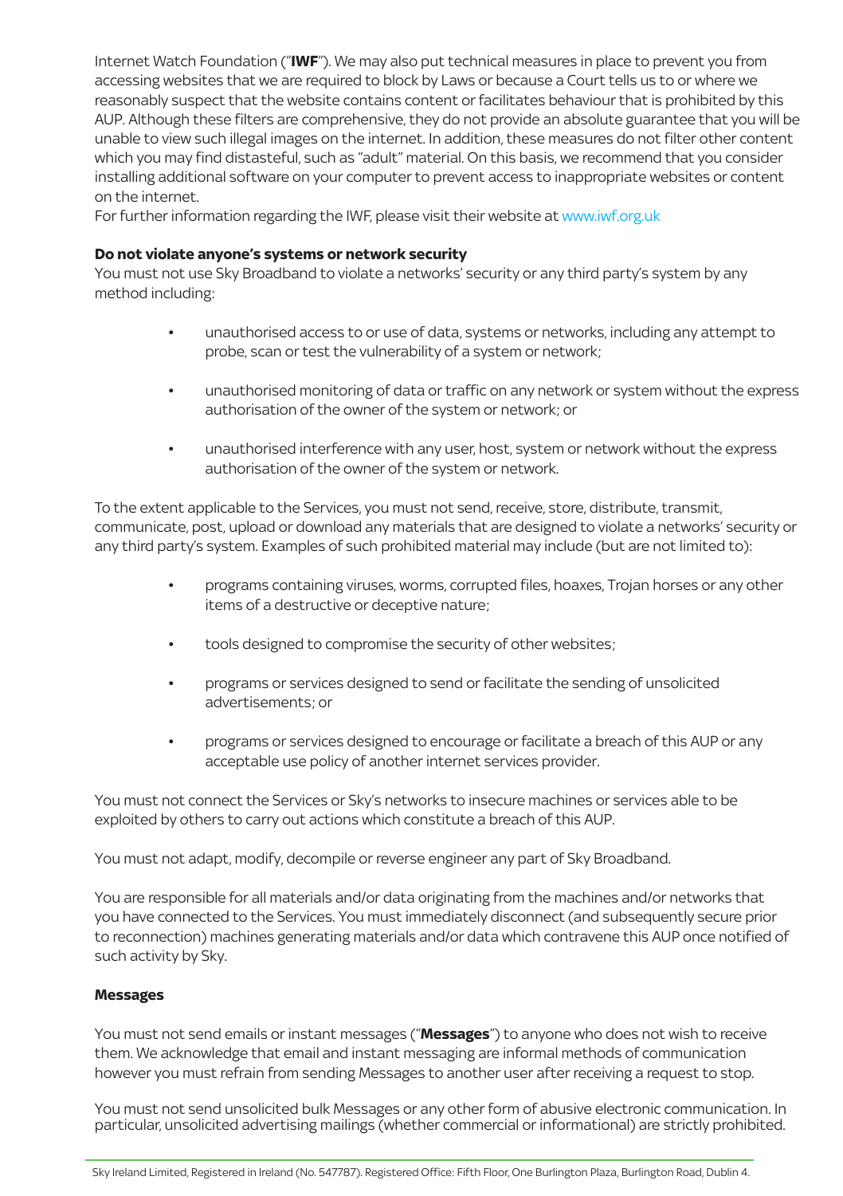Internet Watch Foundation ("**IWF**"). We may also put technical measures in place to prevent you from accessing websites that we are required to block by Laws or because a Court tells us to or where we reasonably suspect that the website contains content or facilitates behaviour that is prohibited by this AUP. Although these filters are comprehensive, they do not provide an absolute guarantee that you will be unable to view such illegal images on the internet. In addition, these measures do not filter other content which you may find distasteful, such as "adult" material. On this basis, we recommend that you consider installing additional software on your computer to prevent access to inappropriate websites or content on the internet.
For further information regarding the IWF, please visit their website at www.iwf.org.uk

**Do not violate anyone's systems or network security**
You must not use Sky Broadband to violate a networks' security or any third party's system by any method including:

- unauthorised access to or use of data, systems or networks, including any attempt to probe, scan or test the vulnerability of a system or network;
- unauthorised monitoring of data or traffic on any network or system without the express authorisation of the owner of the system or network; or
- unauthorised interference with any user, host, system or network without the express authorisation of the owner of the system or network.

To the extent applicable to the Services, you must not send, receive, store, distribute, transmit, communicate, post, upload or download any materials that are designed to violate a networks' security or any third party's system. Examples of such prohibited material may include (but are not limited to):

- programs containing viruses, worms, corrupted files, hoaxes, Trojan horses or any other items of a destructive or deceptive nature;
- tools designed to compromise the security of other websites;
- programs or services designed to send or facilitate the sending of unsolicited advertisements; or
- programs or services designed to encourage or facilitate a breach of this AUP or any acceptable use policy of another internet services provider.

You must not connect the Services or Sky's networks to insecure machines or services able to be exploited by others to carry out actions which constitute a breach of this AUP.

You must not adapt, modify, decompile or reverse engineer any part of Sky Broadband.

You are responsible for all materials and/or data originating from the machines and/or networks that you have connected to the Services. You must immediately disconnect (and subsequently secure prior to reconnection) machines generating materials and/or data which contravene this AUP once notified of such activity by Sky.

**Messages**

You must not send emails or instant messages ("**Messages**") to anyone who does not wish to receive them. We acknowledge that email and instant messaging are informal methods of communication however you must refrain from sending Messages to another user after receiving a request to stop.

You must not send unsolicited bulk Messages or any other form of abusive electronic communication. In particular, unsolicited advertising mailings (whether commercial or informational) are strictly prohibited.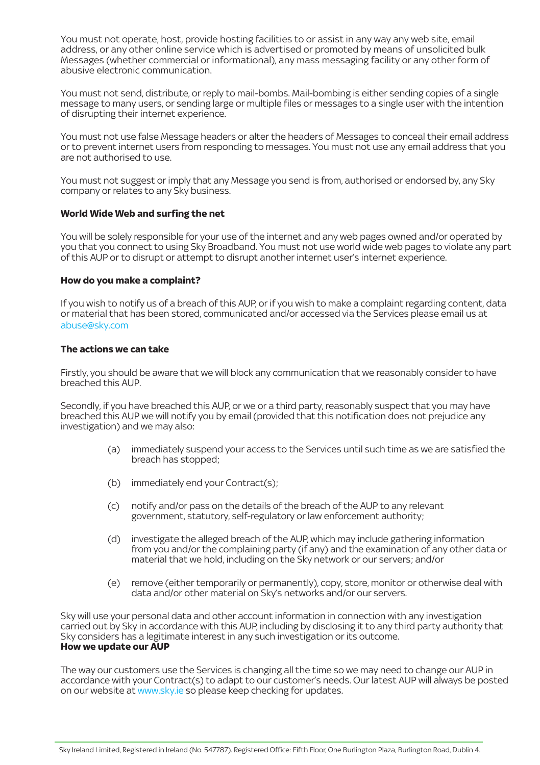You must not operate, host, provide hosting facilities to or assist in any way any web site, email address, or any other online service which is advertised or promoted by means of unsolicited bulk Messages (whether commercial or informational), any mass messaging facility or any other form of abusive electronic communication.

You must not send, distribute, or reply to mail-bombs. Mail-bombing is either sending copies of a single message to many users, or sending large or multiple files or messages to a single user with the intention of disrupting their internet experience.

You must not use false Message headers or alter the headers of Messages to conceal their email address or to prevent internet users from responding to messages. You must not use any email address that you are not authorised to use.

You must not suggest or imply that any Message you send is from, authorised or endorsed by, any Sky company or relates to any Sky business.

**World Wide Web and surfing the net**

You will be solely responsible for your use of the internet and any web pages owned and/or operated by you that you connect to using Sky Broadband. You must not use world wide web pages to violate any part of this AUP or to disrupt or attempt to disrupt another internet user's internet experience.

**How do you make a complaint?**

If you wish to notify us of a breach of this AUP, or if you wish to make a complaint regarding content, data or material that has been stored, communicated and/or accessed via the Services please email us at abuse@sky.com

**The actions we can take**

Firstly, you should be aware that we will block any communication that we reasonably consider to have breached this AUP.

Secondly, if you have breached this AUP, or we or a third party, reasonably suspect that you may have breached this AUP we will notify you by email (provided that this notification does not prejudice any investigation) and we may also:

(a) immediately suspend your access to the Services until such time as we are satisfied the breach has stopped;

(b) immediately end your Contract(s);

(c) notify and/or pass on the details of the breach of the AUP to any relevant government, statutory, self-regulatory or law enforcement authority;

(d) investigate the alleged breach of the AUP, which may include gathering information from you and/or the complaining party (if any) and the examination of any other data or material that we hold, including on the Sky network or our servers; and/or

(e) remove (either temporarily or permanently), copy, store, monitor or otherwise deal with data and/or other material on Sky's networks and/or our servers.

Sky will use your personal data and other account information in connection with any investigation carried out by Sky in accordance with this AUP, including by disclosing it to any third party authority that Sky considers has a legitimate interest in any such investigation or its outcome.

**How we update our AUP**

The way our customers use the Services is changing all the time so we may need to change our AUP in accordance with your Contract(s) to adapt to our customer's needs. Our latest AUP will always be posted on our website at www.sky.ie so please keep checking for updates.

Sky Ireland Limited, Registered in Ireland (No. 547787). Registered Office: Fifth Floor, One Burlington Plaza, Burlington Road, Dublin 4.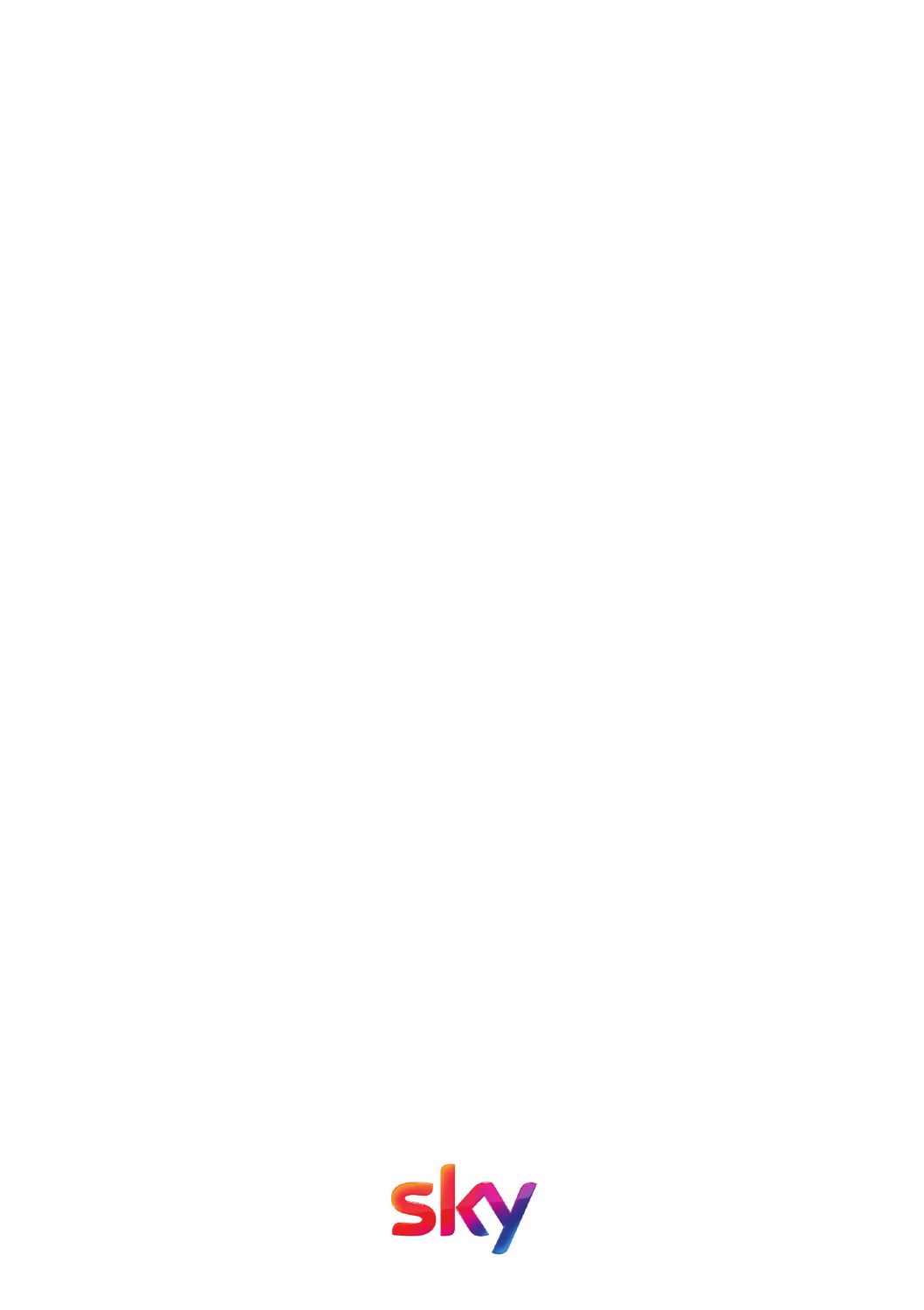sky